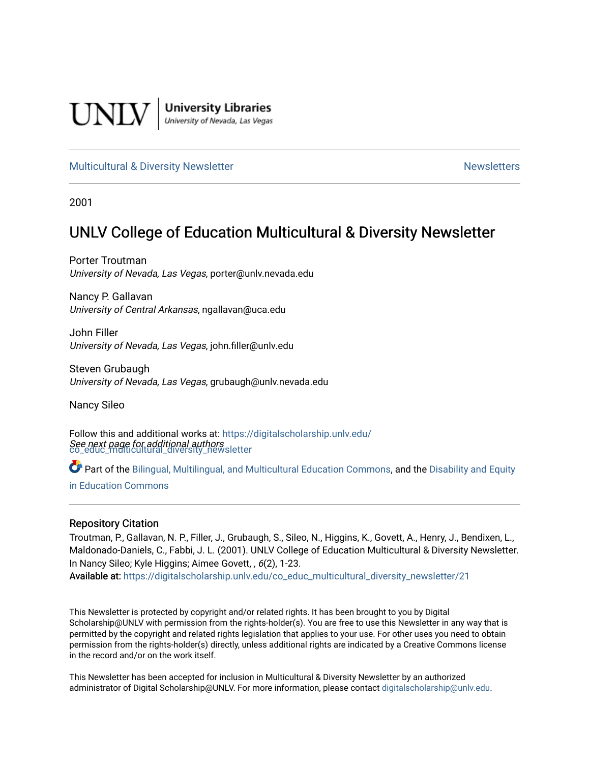UNLV | University Libraries
University of Nevada, Las Vegas

Multicultural & Diversity Newsletter | Newsletters

2001

# UNLV College of Education Multicultural & Diversity Newsletter

Porter Troutman
*University of Nevada, Las Vegas*, porter@unlv.nevada.edu

Nancy P. Gallavan
*University of Central Arkansas*, ngallavan@uca.edu

John Filler
*University of Nevada, Las Vegas*, john.filler@unlv.edu

Steven Grubaugh
*University of Nevada, Las Vegas*, grubaugh@unlv.nevada.edu

Nancy Sileo

*See next page for additional authors*

Follow this and additional works at: https://digitalscholarship.unlv.edu/co_educ_multicultural_diversity_newsletter

Part of the Bilingual, Multilingual, and Multicultural Education Commons, and the Disability and Equity in Education Commons

### Repository Citation

Troutman, P., Gallavan, N. P., Filler, J., Grubaugh, S., Sileo, N., Higgins, K., Govett, A., Henry, J., Bendixen, L., Maldonado-Daniels, C., Fabbi, J. L. (2001). UNLV College of Education Multicultural & Diversity Newsletter. In Nancy Sileo; Kyle Higgins; Aimee Govett, , *6*(2), 1-23.
**Available at:** https://digitalscholarship.unlv.edu/co_educ_multicultural_diversity_newsletter/21

This Newsletter is protected by copyright and/or related rights. It has been brought to you by Digital Scholarship@UNLV with permission from the rights-holder(s). You are free to use this Newsletter in any way that is permitted by the copyright and related rights legislation that applies to your use. For other uses you need to obtain permission from the rights-holder(s) directly, unless additional rights are indicated by a Creative Commons license in the record and/or on the work itself.

This Newsletter has been accepted for inclusion in Multicultural & Diversity Newsletter by an authorized administrator of Digital Scholarship@UNLV. For more information, please contact digitalscholarship@unlv.edu.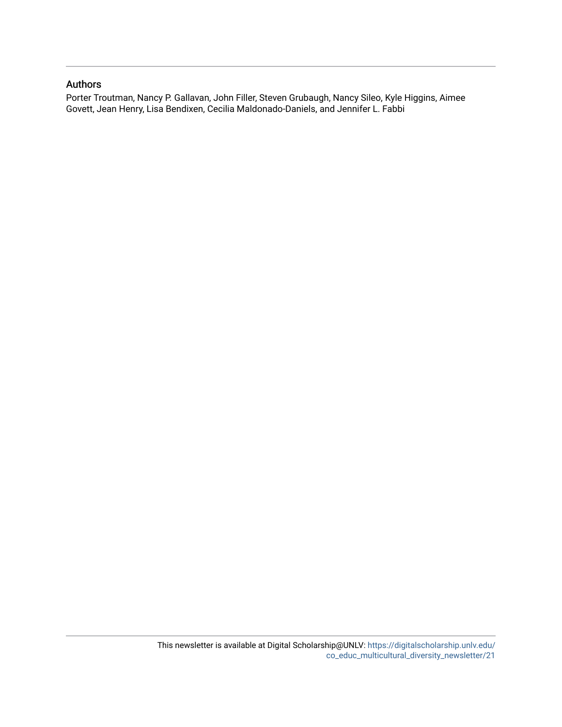## Authors

Porter Troutman, Nancy P. Gallavan, John Filler, Steven Grubaugh, Nancy Sileo, Kyle Higgins, Aimee Govett, Jean Henry, Lisa Bendixen, Cecilia Maldonado-Daniels, and Jennifer L. Fabbi

This newsletter is available at Digital Scholarship@UNLV: https://digitalscholarship.unlv.edu/co_educ_multicultural_diversity_newsletter/21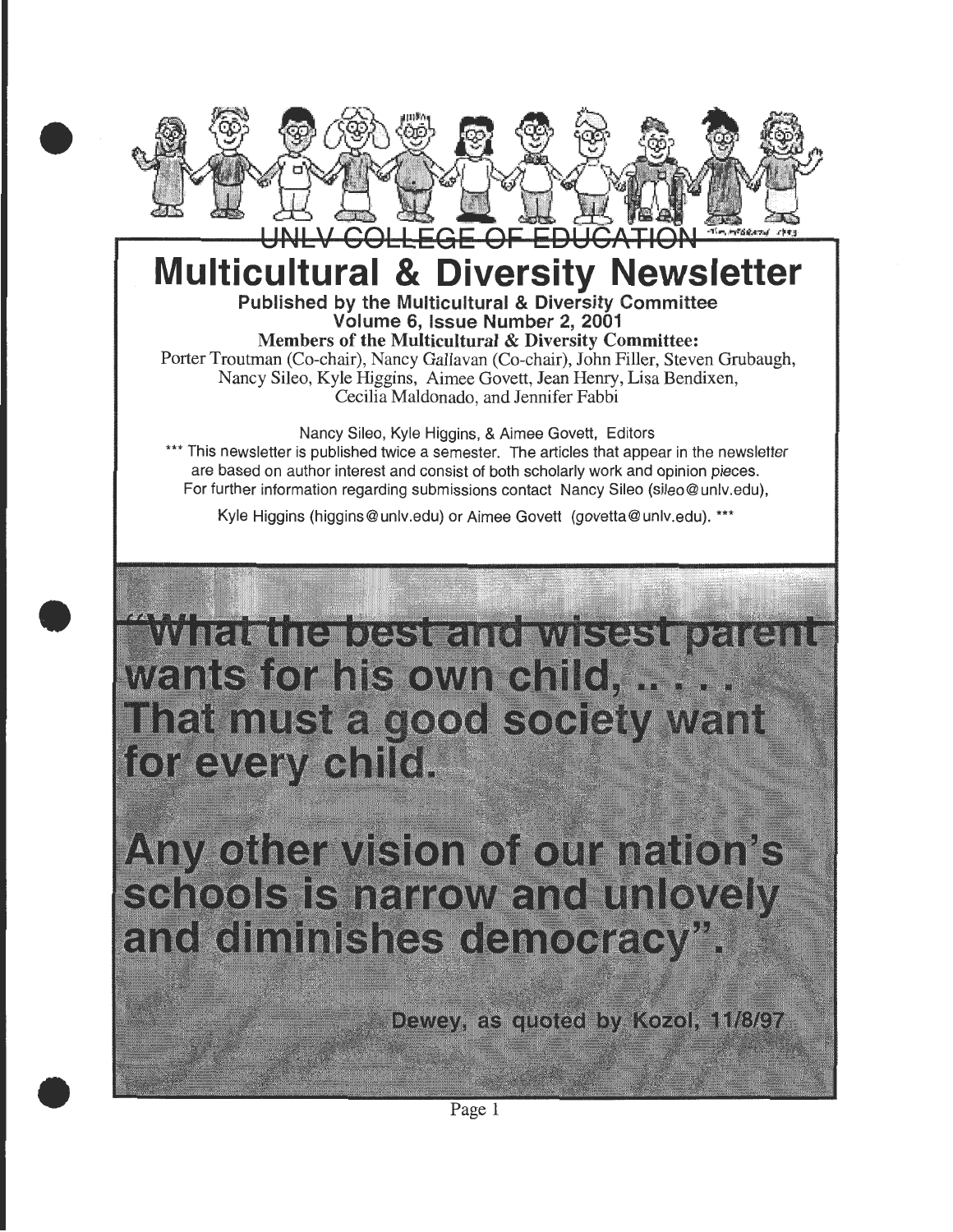UNLV COLLEGE OF EDUCATION

# Multicultural & Diversity Newsletter

**Published by the Multicultural & Diversity Committee**
**Volume 6, Issue Number 2, 2001**
**Members of the Multicultural & Diversity Committee:**
Porter Troutman (Co-chair), Nancy Gallavan (Co-chair), John Filler, Steven Grubaugh, Nancy Sileo, Kyle Higgins, Aimee Govett, Jean Henry, Lisa Bendixen, Cecilia Maldonado, and Jennifer Fabbi

Nancy Sileo, Kyle Higgins, & Aimee Govett, Editors

*** This newsletter is published twice a semester. The articles that appear in the newsletter are based on author interest and consist of both scholarly work and opinion pieces. For further information regarding submissions contact Nancy Sileo (sileo@unlv.edu), Kyle Higgins (higgins@unlv.edu) or Aimee Govett (govetta@unlv.edu). ***

**"What the best and wisest parent wants for his own child, . . . . That must a good society want for every child.**

**Any other vision of our nation's schools is narrow and unlovely and diminishes democracy".**

**Dewey, as quoted by Kozol, 11/8/97**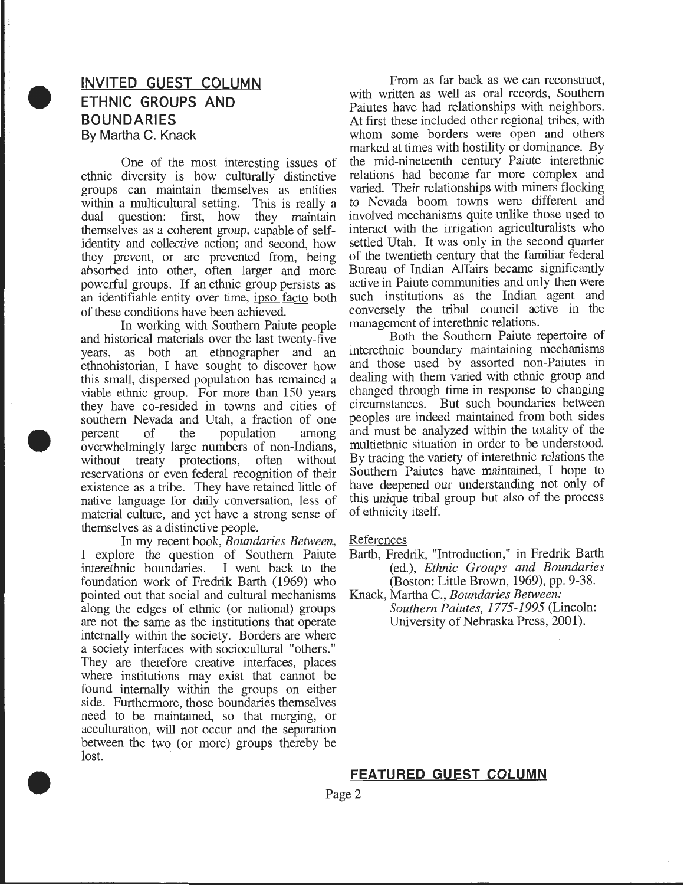## INVITED GUEST COLUMN

## ETHNIC GROUPS AND BOUNDARIES

By Martha C. Knack

One of the most interesting issues of ethnic diversity is how culturally distinctive groups can maintain themselves as entities within a multicultural setting. This is really a dual question: first, how they maintain themselves as a coherent group, capable of self-identity and collective action; and second, how they prevent, or are prevented from, being absorbed into other, often larger and more powerful groups. If an ethnic group persists as an identifiable entity over time, ipso facto both of these conditions have been achieved.

In working with Southern Paiute people and historical materials over the last twenty-five years, as both an ethnographer and an ethnohistorian, I have sought to discover how this small, dispersed population has remained a viable ethnic group. For more than 150 years they have co-resided in towns and cities of southern Nevada and Utah, a fraction of one percent of the population among overwhelmingly large numbers of non-Indians, without treaty protections, often without reservations or even federal recognition of their existence as a tribe. They have retained little of native language for daily conversation, less of material culture, and yet have a strong sense of themselves as a distinctive people.

In my recent book, *Boundaries Between*, I explore the question of Southern Paiute interethnic boundaries. I went back to the foundation work of Fredrik Barth (1969) who pointed out that social and cultural mechanisms along the edges of ethnic (or national) groups are not the same as the institutions that operate internally within the society. Borders are where a society interfaces with sociocultural "others." They are therefore creative interfaces, places where institutions may exist that cannot be found internally within the groups on either side. Furthermore, those boundaries themselves need to be maintained, so that merging, or acculturation, will not occur and the separation between the two (or more) groups thereby be lost.

From as far back as we can reconstruct, with written as well as oral records, Southern Paiutes have had relationships with neighbors. At first these included other regional tribes, with whom some borders were open and others marked at times with hostility or dominance. By the mid-nineteenth century Paiute interethnic relations had become far more complex and varied. Their relationships with miners flocking to Nevada boom towns were different and involved mechanisms quite unlike those used to interact with the irrigation agriculturalists who settled Utah. It was only in the second quarter of the twentieth century that the familiar federal Bureau of Indian Affairs became significantly active in Paiute communities and only then were such institutions as the Indian agent and conversely the tribal council active in the management of interethnic relations.

Both the Southern Paiute repertoire of interethnic boundary maintaining mechanisms and those used by assorted non-Paiutes in dealing with them varied with ethnic group and changed through time in response to changing circumstances. But such boundaries between peoples are indeed maintained from both sides and must be analyzed within the totality of the multiethnic situation in order to be understood. By tracing the variety of interethnic relations the Southern Paiutes have maintained, I hope to have deepened our understanding not only of this unique tribal group but also of the process of ethnicity itself.

References

Barth, Fredrik, "Introduction," in Fredrik Barth (ed.), *Ethnic Groups and Boundaries* (Boston: Little Brown, 1969), pp. 9-38.

Knack, Martha C., *Boundaries Between: Southern Paiutes, 1775-1995* (Lincoln: University of Nebraska Press, 2001).

## FEATURED GUEST COLUMN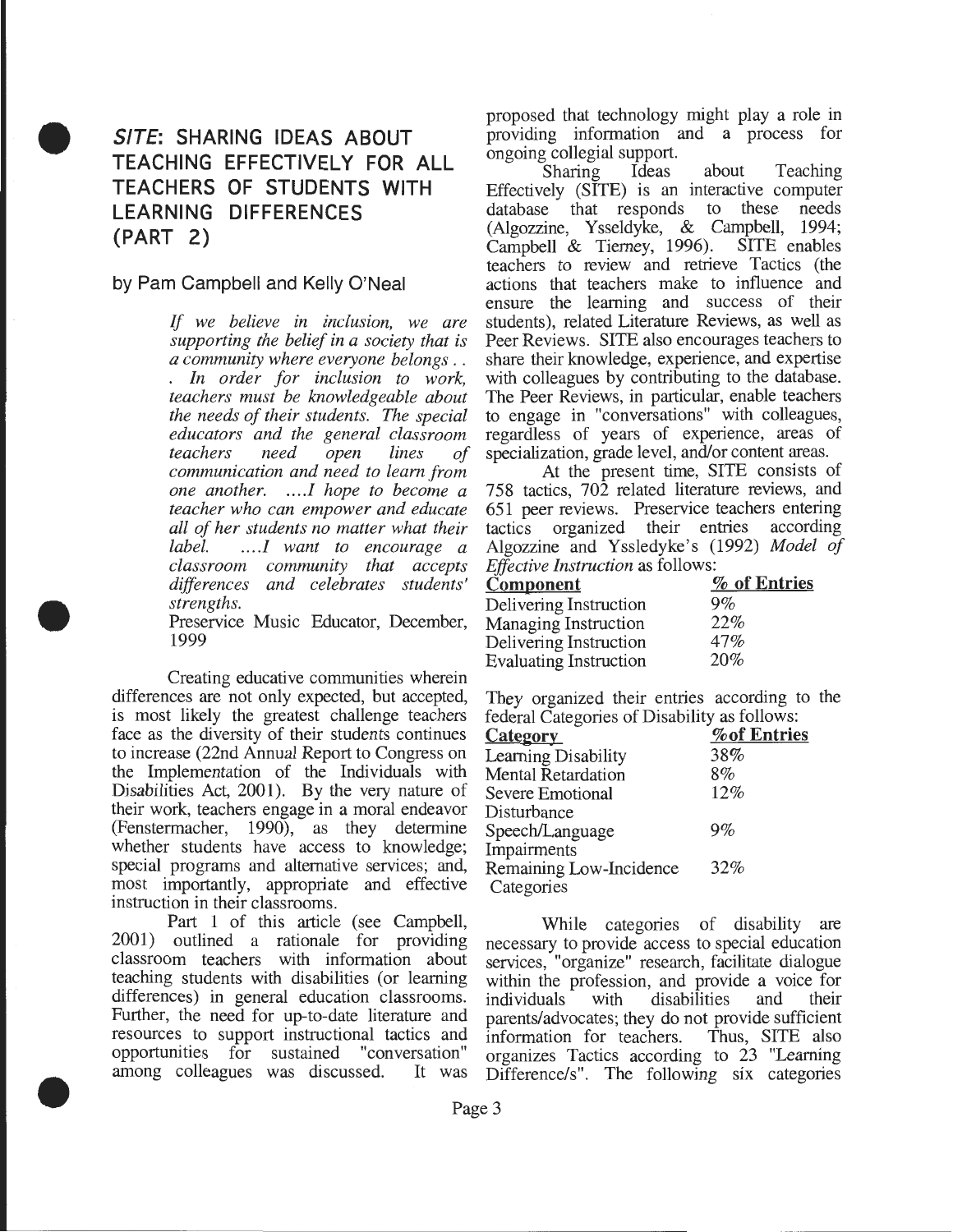# *SITE*: SHARING IDEAS ABOUT TEACHING EFFECTIVELY FOR ALL TEACHERS OF STUDENTS WITH LEARNING DIFFERENCES (PART 2)

by Pam Campbell and Kelly O'Neal

> *If we believe in inclusion, we are supporting the belief in a society that is a community where everyone belongs . . . In order for inclusion to work, teachers must be knowledgeable about the needs of their students. The special educators and the general classroom teachers need open lines of communication and need to learn from one another. ....I hope to become a teacher who can empower and educate all of her students no matter what their label. ....I want to encourage a classroom community that accepts differences and celebrates students' strengths.*
>
> Preservice Music Educator, December, 1999

Creating educative communities wherein differences are not only expected, but accepted, is most likely the greatest challenge teachers face as the diversity of their students continues to increase (22nd Annual Report to Congress on the Implementation of the Individuals with Disabilities Act, 2001). By the very nature of their work, teachers engage in a moral endeavor (Fenstermacher, 1990), as they determine whether students have access to knowledge; special programs and alternative services; and, most importantly, appropriate and effective instruction in their classrooms.

Part 1 of this article (see Campbell, 2001) outlined a rationale for providing classroom teachers with information about teaching students with disabilities (or learning differences) in general education classrooms. Further, the need for up-to-date literature and resources to support instructional tactics and opportunities for sustained "conversation" among colleagues was discussed. It was proposed that technology might play a role in providing information and a process for ongoing collegial support.

Sharing Ideas about Teaching Effectively (SITE) is an interactive computer database that responds to these needs (Algozzine, Ysseldyke, & Campbell, 1994; Campbell & Tierney, 1996). SITE enables teachers to review and retrieve Tactics (the actions that teachers make to influence and ensure the learning and success of their students), related Literature Reviews, as well as Peer Reviews. SITE also encourages teachers to share their knowledge, experience, and expertise with colleagues by contributing to the database. The Peer Reviews, in particular, enable teachers to engage in "conversations" with colleagues, regardless of years of experience, areas of specialization, grade level, and/or content areas.

At the present time, SITE consists of 758 tactics, 702 related literature reviews, and 651 peer reviews. Preservice teachers entering tactics organized their entries according Algozzine and Yssledyke's (1992) *Model of Effective Instruction* as follows:

| Component | % of Entries |
|---|---|
| Delivering Instruction | 9% |
| Managing Instruction | 22% |
| Delivering Instruction | 47% |
| Evaluating Instruction | 20% |

They organized their entries according to the federal Categories of Disability as follows:

| Category | %of Entries |
|---|---|
| Learning Disability | 38% |
| Mental Retardation | 8% |
| Severe Emotional Disturbance | 12% |
| Speech/Language Impairments | 9% |
| Remaining Low-Incidence Categories | 32% |

While categories of disability are necessary to provide access to special education services, "organize" research, facilitate dialogue within the profession, and provide a voice for individuals with disabilities and their parents/advocates; they do not provide sufficient information for teachers. Thus, SITE also organizes Tactics according to 23 "Learning Difference/s". The following six categories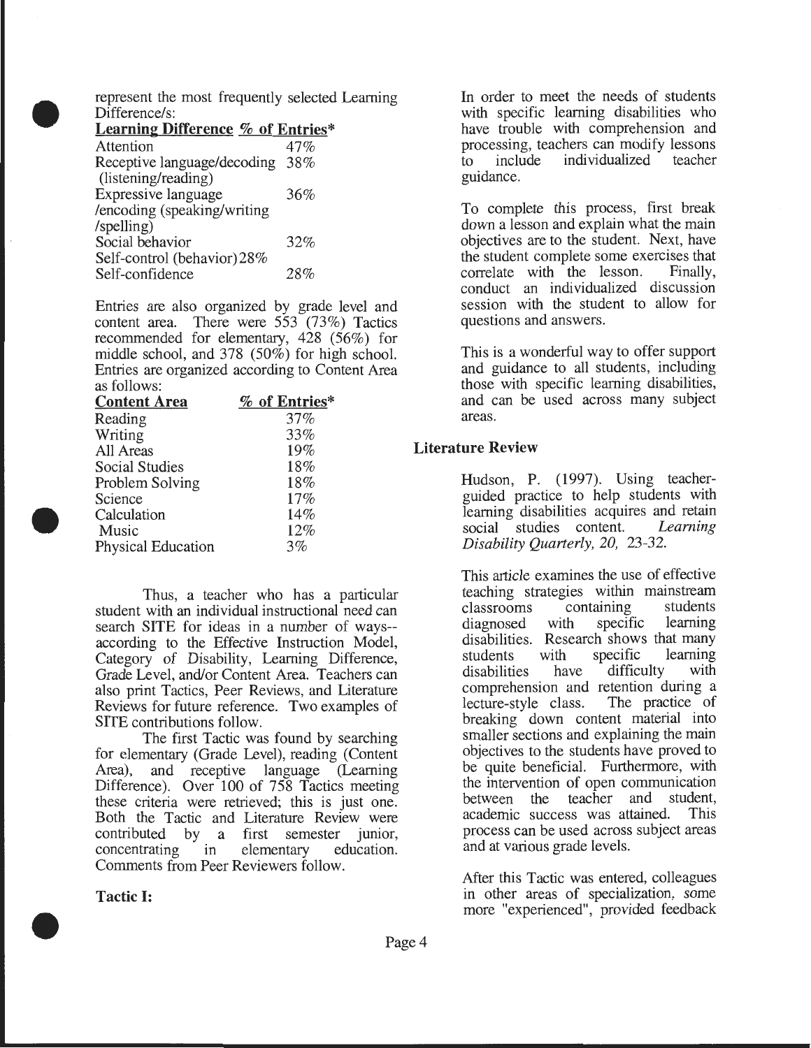represent the most frequently selected Learning Difference/s:

| Learning Difference | % of Entries* |
| --- | --- |
| Attention | 47% |
| Receptive language/decoding (listening/reading) | 38% |
| Expressive language /encoding (speaking/writing /spelling) | 36% |
| Social behavior | 32% |
| Self-control (behavior) | 28% |
| Self-confidence | 28% |

Entries are also organized by grade level and content area. There were 553 (73%) Tactics recommended for elementary, 428 (56%) for middle school, and 378 (50%) for high school. Entries are organized according to Content Area as follows:

| Content Area | % of Entries* |
| --- | --- |
| Reading | 37% |
| Writing | 33% |
| All Areas | 19% |
| Social Studies | 18% |
| Problem Solving | 18% |
| Science | 17% |
| Calculation | 14% |
| Music | 12% |
| Physical Education | 3% |

Thus, a teacher who has a particular student with an individual instructional need can search SITE for ideas in a number of ways--according to the Effective Instruction Model, Category of Disability, Learning Difference, Grade Level, and/or Content Area. Teachers can also print Tactics, Peer Reviews, and Literature Reviews for future reference. Two examples of SITE contributions follow.

The first Tactic was found by searching for elementary (Grade Level), reading (Content Area), and receptive language (Learning Difference). Over 100 of 758 Tactics meeting these criteria were retrieved; this is just one. Both the Tactic and Literature Review were contributed by a first semester junior, concentrating in elementary education. Comments from Peer Reviewers follow.

**Tactic I:**

In order to meet the needs of students with specific learning disabilities who have trouble with comprehension and processing, teachers can modify lessons to include individualized teacher guidance.

To complete this process, first break down a lesson and explain what the main objectives are to the student. Next, have the student complete some exercises that correlate with the lesson. Finally, conduct an individualized discussion session with the student to allow for questions and answers.

This is a wonderful way to offer support and guidance to all students, including those with specific learning disabilities, and can be used across many subject areas.

**Literature Review**

Hudson, P. (1997). Using teacher-guided practice to help students with learning disabilities acquires and retain social studies content. *Learning Disability Quarterly, 20,* 23-32.

This article examines the use of effective teaching strategies within mainstream classrooms containing students diagnosed with specific learning disabilities. Research shows that many students with specific learning disabilities have difficulty with comprehension and retention during a lecture-style class. The practice of breaking down content material into smaller sections and explaining the main objectives to the students have proved to be quite beneficial. Furthermore, with the intervention of open communication between the teacher and student, academic success was attained. This process can be used across subject areas and at various grade levels.

After this Tactic was entered, colleagues in other areas of specialization, some more "experienced", provided feedback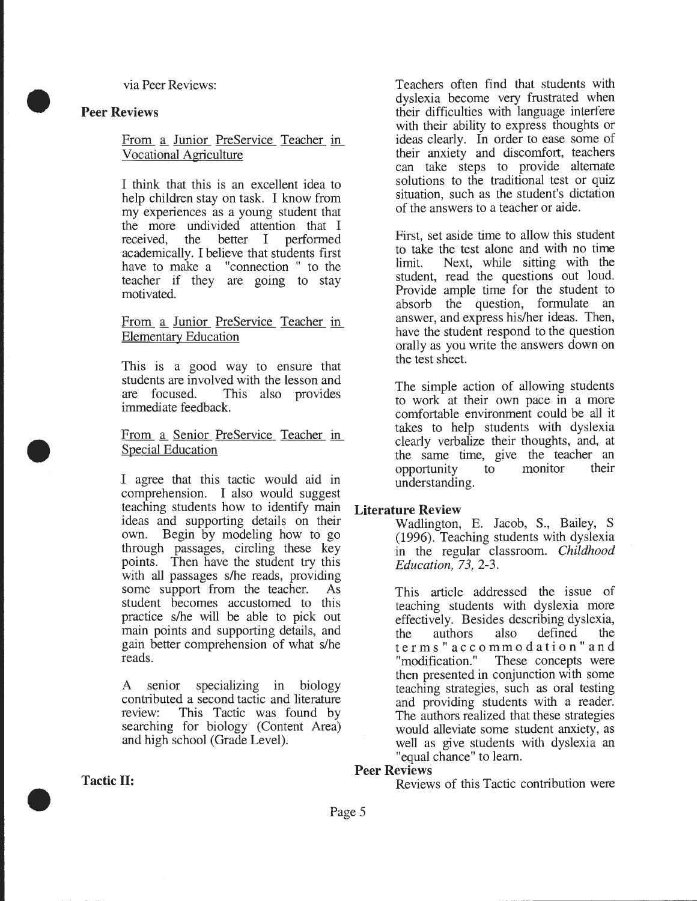via Peer Reviews:

**Peer Reviews**

From a Junior PreService Teacher in Vocational Agriculture

I think that this is an excellent idea to help children stay on task. I know from my experiences as a young student that the more undivided attention that I received, the better I performed academically. I believe that students first have to make a "connection " to the teacher if they are going to stay motivated.

From a Junior PreService Teacher in Elementary Education

This is a good way to ensure that students are involved with the lesson and are focused. This also provides immediate feedback.

From a Senior PreService Teacher in Special Education

I agree that this tactic would aid in comprehension. I also would suggest teaching students how to identify main ideas and supporting details on their own. Begin by modeling how to go through passages, circling these key points. Then have the student try this with all passages s/he reads, providing some support from the teacher. As student becomes accustomed to this practice s/he will be able to pick out main points and supporting details, and gain better comprehension of what s/he reads.

A senior specializing in biology contributed a second tactic and literature review: This Tactic was found by searching for biology (Content Area) and high school (Grade Level).

**Tactic II:**

Teachers often find that students with dyslexia become very frustrated when their difficulties with language interfere with their ability to express thoughts or ideas clearly. In order to ease some of their anxiety and discomfort, teachers can take steps to provide alternate solutions to the traditional test or quiz situation, such as the student's dictation of the answers to a teacher or aide.

First, set aside time to allow this student to take the test alone and with no time limit. Next, while sitting with the student, read the questions out loud. Provide ample time for the student to absorb the question, formulate an answer, and express his/her ideas. Then, have the student respond to the question orally as you write the answers down on the test sheet.

The simple action of allowing students to work at their own pace in a more comfortable environment could be all it takes to help students with dyslexia clearly verbalize their thoughts, and, at the same time, give the teacher an opportunity to monitor their understanding.

**Literature Review**

Wadlington, E. Jacob, S., Bailey, S (1996). Teaching students with dyslexia in the regular classroom. *Childhood Education, 73,* 2-3.

This article addressed the issue of teaching students with dyslexia more effectively. Besides describing dyslexia, the authors also defined the terms "accommodation" and "modification." These concepts were then presented in conjunction with some teaching strategies, such as oral testing and providing students with a reader. The authors realized that these strategies would alleviate some student anxiety, as well as give students with dyslexia an "equal chance" to learn.

**Peer Reviews**

Reviews of this Tactic contribution were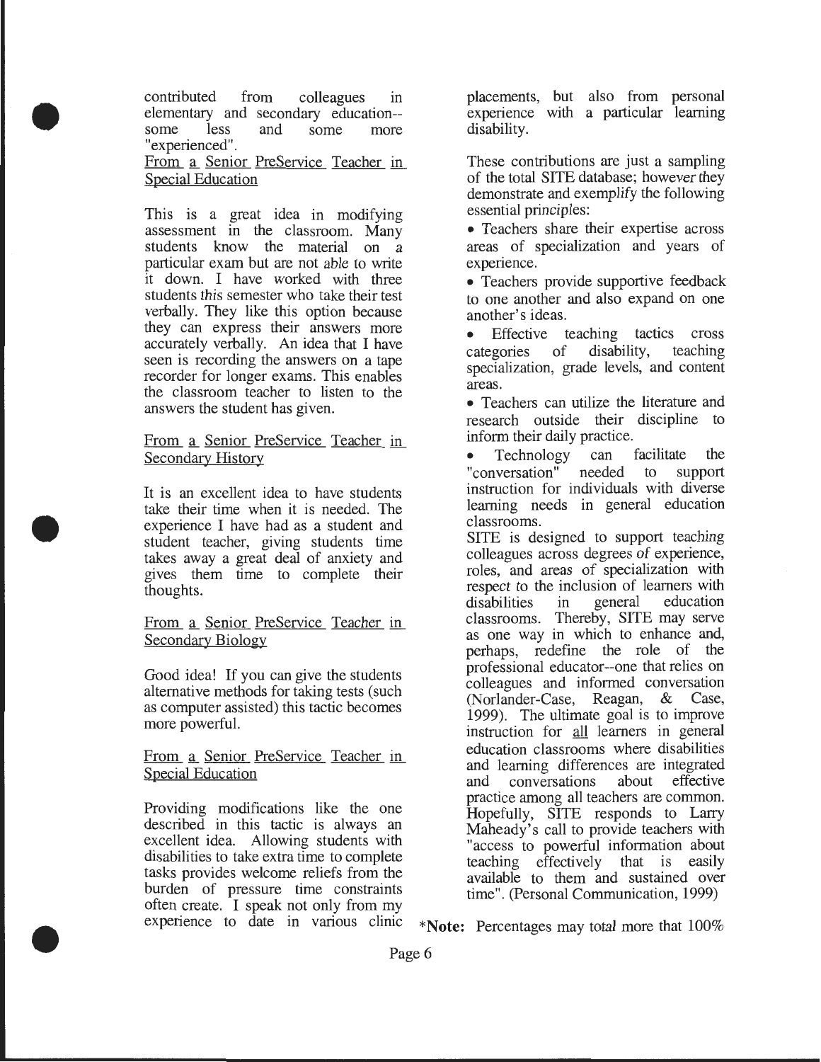contributed from colleagues in elementary and secondary education--some less and some more "experienced".

From a Senior PreService Teacher in Special Education

This is a great idea in modifying assessment in the classroom. Many students know the material on a particular exam but are not able to write it down. I have worked with three students this semester who take their test verbally. They like this option because they can express their answers more accurately verbally. An idea that I have seen is recording the answers on a tape recorder for longer exams. This enables the classroom teacher to listen to the answers the student has given.

From a Senior PreService Teacher in Secondary History

It is an excellent idea to have students take their time when it is needed. The experience I have had as a student and student teacher, giving students time takes away a great deal of anxiety and gives them time to complete their thoughts.

From a Senior PreService Teacher in Secondary Biology

Good idea! If you can give the students alternative methods for taking tests (such as computer assisted) this tactic becomes more powerful.

From a Senior PreService Teacher in Special Education

Providing modifications like the one described in this tactic is always an excellent idea. Allowing students with disabilities to take extra time to complete tasks provides welcome reliefs from the burden of pressure time constraints often create. I speak not only from my experience to date in various clinic placements, but also from personal experience with a particular learning disability.

These contributions are just a sampling of the total SITE database; however they demonstrate and exemplify the following essential principles:

- Teachers share their expertise across areas of specialization and years of experience.
- Teachers provide supportive feedback to one another and also expand on one another's ideas.
- Effective teaching tactics cross categories of disability, teaching specialization, grade levels, and content areas.
- Teachers can utilize the literature and research outside their discipline to inform their daily practice.
- Technology can facilitate the "conversation" needed to support instruction for individuals with diverse learning needs in general education classrooms.

SITE is designed to support teaching colleagues across degrees of experience, roles, and areas of specialization with respect to the inclusion of learners with disabilities in general education classrooms. Thereby, SITE may serve as one way in which to enhance and, perhaps, redefine the role of the professional educator--one that relies on colleagues and informed conversation (Norlander-Case, Reagan, & Case, 1999). The ultimate goal is to improve instruction for all learners in general education classrooms where disabilities and learning differences are integrated and conversations about effective practice among all teachers are common. Hopefully, SITE responds to Larry Maheady's call to provide teachers with "access to powerful information about teaching effectively that is easily available to them and sustained over time". (Personal Communication, 1999)

***Note:** Percentages may total more that 100%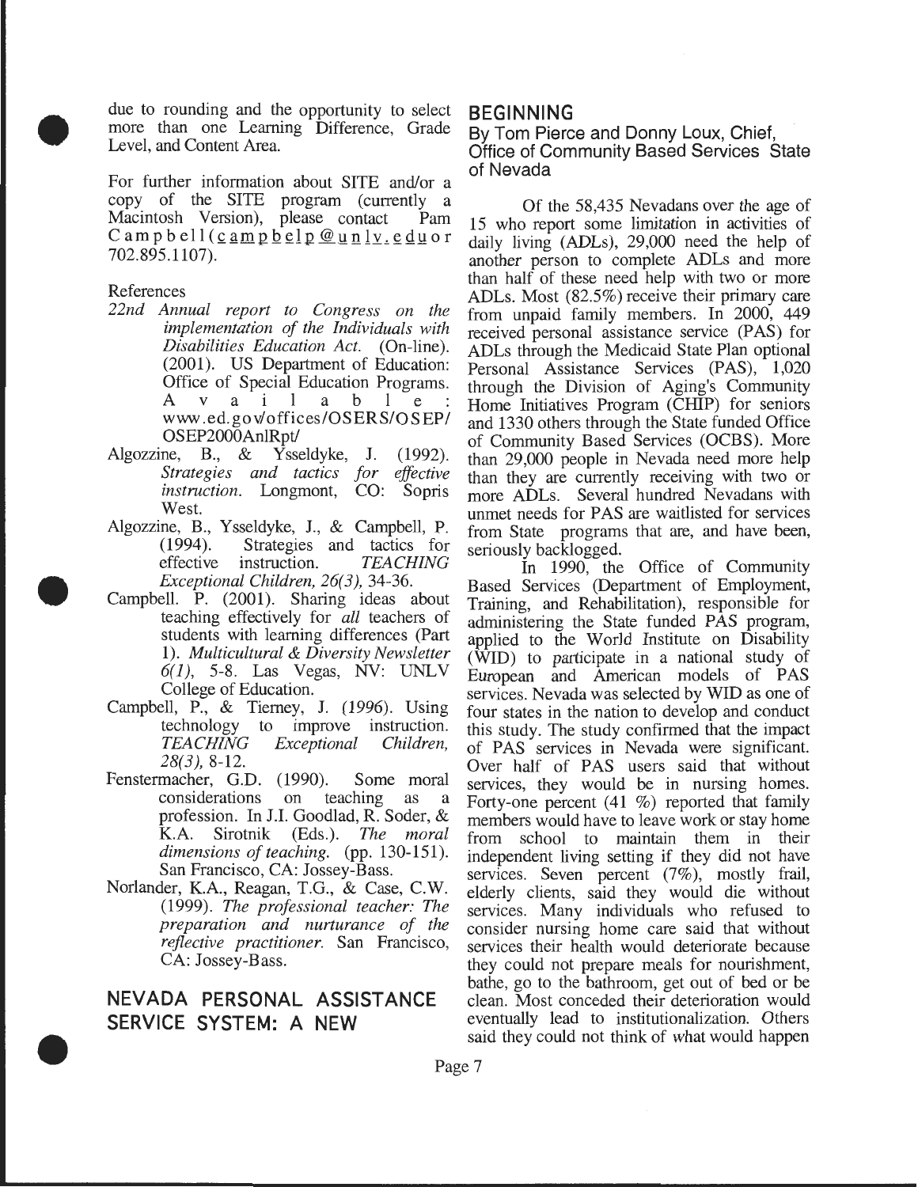due to rounding and the opportunity to select more than one Learning Difference, Grade Level, and Content Area.

For further information about SITE and/or a copy of the SITE program (currently a Macintosh Version), please contact Pam Campbell (campbelp@unlv.edu or 702.895.1107).

References

*22nd Annual report to Congress on the implementation of the Individuals with Disabilities Education Act.* (On-line). (2001). US Department of Education: Office of Special Education Programs. Available: www.ed.gov/offices/OSERS/OSEP/OSEP2000AnlRpt/

Algozzine, B., & Ysseldyke, J. (1992). *Strategies and tactics for effective instruction.* Longmont, CO: Sopris West.

Algozzine, B., Ysseldyke, J., & Campbell, P. (1994). Strategies and tactics for effective instruction. *TEACHING Exceptional Children, 26(3),* 34-36.

Campbell. P. (2001). Sharing ideas about teaching effectively for *all* teachers of students with learning differences (Part 1). *Multicultural & Diversity Newsletter 6(1),* 5-8. Las Vegas, NV: UNLV College of Education.

Campbell, P., & Tierney, J. (1996). Using technology to improve instruction. *TEACHING Exceptional Children, 28(3),* 8-12.

Fenstermacher, G.D. (1990). Some moral considerations on teaching as a profession. In J.I. Goodlad, R. Soder, & K.A. Sirotnik (Eds.). *The moral dimensions of teaching.* (pp. 130-151). San Francisco, CA: Jossey-Bass.

Norlander, K.A., Reagan, T.G., & Case, C.W. (1999). *The professional teacher: The preparation and nurturance of the reflective practitioner.* San Francisco, CA: Jossey-Bass.

## NEVADA PERSONAL ASSISTANCE SERVICE SYSTEM: A NEW BEGINNING

### By Tom Pierce and Donny Loux, Chief, Office of Community Based Services State of Nevada

Of the 58,435 Nevadans over the age of 15 who report some limitation in activities of daily living (ADLs), 29,000 need the help of another person to complete ADLs and more than half of these need help with two or more ADLs. Most (82.5%) receive their primary care from unpaid family members. In 2000, 449 received personal assistance service (PAS) for ADLs through the Medicaid State Plan optional Personal Assistance Services (PAS), 1,020 through the Division of Aging's Community Home Initiatives Program (CHIP) for seniors and 1330 others through the State funded Office of Community Based Services (OCBS). More than 29,000 people in Nevada need more help than they are currently receiving with two or more ADLs. Several hundred Nevadans with unmet needs for PAS are waitlisted for services from State programs that are, and have been, seriously backlogged.

In 1990, the Office of Community Based Services (Department of Employment, Training, and Rehabilitation), responsible for administering the State funded PAS program, applied to the World Institute on Disability (WID) to participate in a national study of European and American models of PAS services. Nevada was selected by WID as one of four states in the nation to develop and conduct this study. The study confirmed that the impact of PAS services in Nevada were significant. Over half of PAS users said that without services, they would be in nursing homes. Forty-one percent (41 %) reported that family members would have to leave work or stay home from school to maintain them in their independent living setting if they did not have services. Seven percent (7%), mostly frail, elderly clients, said they would die without services. Many individuals who refused to consider nursing home care said that without services their health would deteriorate because they could not prepare meals for nourishment, bathe, go to the bathroom, get out of bed or be clean. Most conceded their deterioration would eventually lead to institutionalization. Others said they could not think of what would happen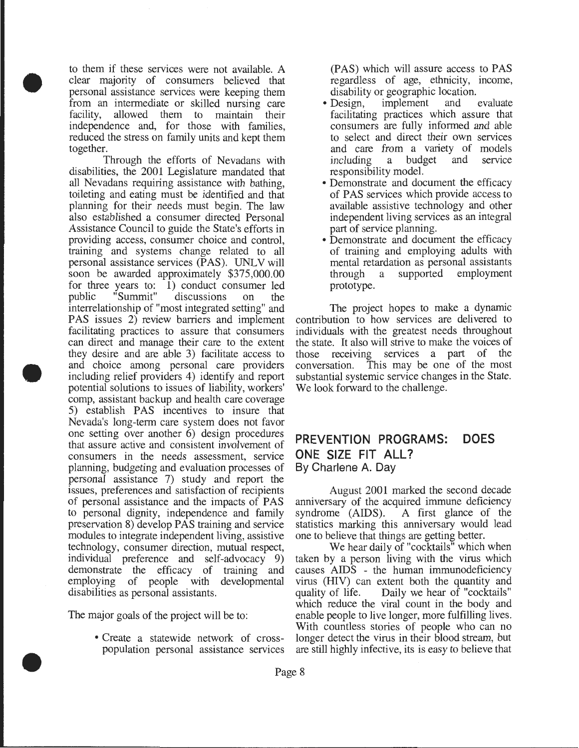to them if these services were not available. A clear majority of consumers believed that personal assistance services were keeping them from an intermediate or skilled nursing care facility, allowed them to maintain their independence and, for those with families, reduced the stress on family units and kept them together.

Through the efforts of Nevadans with disabilities, the 2001 Legislature mandated that all Nevadans requiring assistance with bathing, toileting and eating must be identified and that planning for their needs must begin. The law also established a consumer directed Personal Assistance Council to guide the State's efforts in providing access, consumer choice and control, training and systems change related to all personal assistance services (PAS). UNLV will soon be awarded approximately $375,000.00 for three years to: 1) conduct consumer led public "Summit" discussions on the interrelationship of "most integrated setting" and PAS issues 2) review barriers and implement facilitating practices to assure that consumers can direct and manage their care to the extent they desire and are able 3) facilitate access to and choice among personal care providers including relief providers 4) identify and report potential solutions to issues of liability, workers' comp, assistant backup and health care coverage 5) establish PAS incentives to insure that Nevada's long-term care system does not favor one setting over another 6) design procedures that assure active and consistent involvement of consumers in the needs assessment, service planning, budgeting and evaluation processes of personal assistance 7) study and report the issues, preferences and satisfaction of recipients of personal assistance and the impacts of PAS to personal dignity, independence and family preservation 8) develop PAS training and service modules to integrate independent living, assistive technology, consumer direction, mutual respect, individual preference and self-advocacy 9) demonstrate the efficacy of training and employing of people with developmental disabilities as personal assistants.

The major goals of the project will be to:

- Create a statewide network of cross-population personal assistance services (PAS) which will assure access to PAS regardless of age, ethnicity, income, disability or geographic location.
- Design, implement and evaluate facilitating practices which assure that consumers are fully informed and able to select and direct their own services and care from a variety of models including a budget and service responsibility model.
- Demonstrate and document the efficacy of PAS services which provide access to available assistive technology and other independent living services as an integral part of service planning.
- Demonstrate and document the efficacy of training and employing adults with mental retardation as personal assistants through a supported employment prototype.

The project hopes to make a dynamic contribution to how services are delivered to individuals with the greatest needs throughout the state. It also will strive to make the voices of those receiving services a part of the conversation. This may be one of the most substantial systemic service changes in the State. We look forward to the challenge.

## PREVENTION PROGRAMS: DOES ONE SIZE FIT ALL?

By Charlene A. Day

August 2001 marked the second decade anniversary of the acquired immune deficiency syndrome (AIDS). A first glance of the statistics marking this anniversary would lead one to believe that things are getting better.

We hear daily of "cocktails" which when taken by a person living with the virus which causes AIDS - the human immunodeficiency virus (HIV) can extent both the quantity and quality of life. Daily we hear of "cocktails" which reduce the viral count in the body and enable people to live longer, more fulfilling lives. With countless stories of people who can no longer detect the virus in their blood stream, but are still highly infective, its is easy to believe that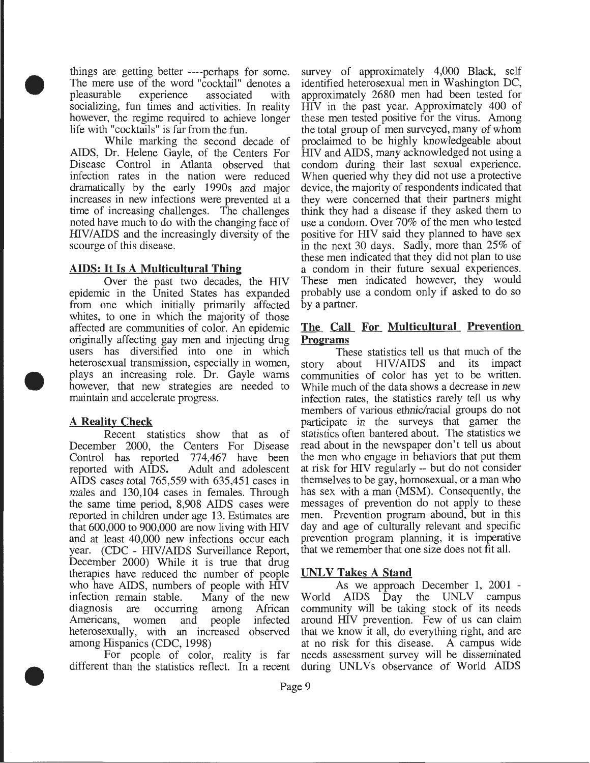things are getting better ----perhaps for some. The mere use of the word "cocktail" denotes a pleasurable experience associated with socializing, fun times and activities. In reality however, the regime required to achieve longer life with "cocktails" is far from the fun.

While marking the second decade of AIDS, Dr. Helene Gayle, of the Centers For Disease Control in Atlanta observed that infection rates in the nation were reduced dramatically by the early 1990s and major increases in new infections were prevented at a time of increasing challenges. The challenges noted have much to do with the changing face of HIV/AIDS and the increasingly diversity of the scourge of this disease.

## AIDS: It Is A Multicultural Thing

Over the past two decades, the HIV epidemic in the United States has expanded from one which initially primarily affected whites, to one in which the majority of those affected are communities of color. An epidemic originally affecting gay men and injecting drug users has diversified into one in which heterosexual transmission, especially in women, plays an increasing role. Dr. Gayle warns however, that new strategies are needed to maintain and accelerate progress.

## A Reality Check

Recent statistics show that as of December 2000, the Centers For Disease Control has reported 774,467 have been reported with AIDS. Adult and adolescent AIDS cases total 765,559 with 635,451 cases in males and 130,104 cases in females. Through the same time period, 8,908 AIDS cases were reported in children under age 13. Estimates are that 600,000 to 900,000 are now living with HIV and at least 40,000 new infections occur each year. (CDC - HIV/AIDS Surveillance Report, December 2000) While it is true that drug therapies have reduced the number of people who have AIDS, numbers of people with HIV infection remain stable. Many of the new diagnosis are occurring among African Americans, women and people infected heterosexually, with an increased observed among Hispanics (CDC, 1998)

For people of color, reality is far different than the statistics reflect. In a recent survey of approximately 4,000 Black, self identified heterosexual men in Washington DC, approximately 2680 men had been tested for HIV in the past year. Approximately 400 of these men tested positive for the virus. Among the total group of men surveyed, many of whom proclaimed to be highly knowledgeable about HIV and AIDS, many acknowledged not using a condom during their last sexual experience. When queried why they did not use a protective device, the majority of respondents indicated that they were concerned that their partners might think they had a disease if they asked them to use a condom. Over 70% of the men who tested positive for HIV said they planned to have sex in the next 30 days. Sadly, more than 25% of these men indicated that they did not plan to use a condom in their future sexual experiences. These men indicated however, they would probably use a condom only if asked to do so by a partner.

## The Call For Multicultural Prevention Programs

These statistics tell us that much of the story about HIV/AIDS and its impact communities of color has yet to be written. While much of the data shows a decrease in new infection rates, the statistics rarely tell us why members of various ethnic/racial groups do not participate in the surveys that garner the statistics often bantered about. The statistics we read about in the newspaper don't tell us about the men who engage in behaviors that put them at risk for HIV regularly -- but do not consider themselves to be gay, homosexual, or a man who has sex with a man (MSM). Consequently, the messages of prevention do not apply to these men. Prevention program abound, but in this day and age of culturally relevant and specific prevention program planning, it is imperative that we remember that one size does not fit all.

## UNLV Takes A Stand

As we approach December 1, 2001 - World AIDS Day the UNLV campus community will be taking stock of its needs around HIV prevention. Few of us can claim that we know it all, do everything right, and are at no risk for this disease. A campus wide needs assessment survey will be disseminated during UNLVs observance of World AIDS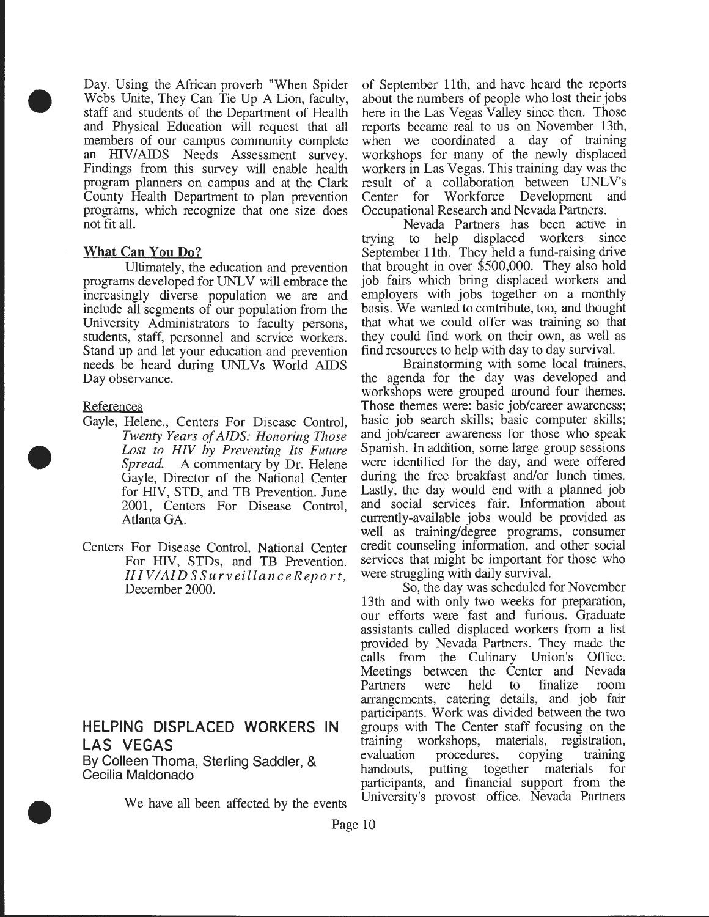Day. Using the African proverb "When Spider Webs Unite, They Can Tie Up A Lion, faculty, staff and students of the Department of Health and Physical Education will request that all members of our campus community complete an HIV/AIDS Needs Assessment survey. Findings from this survey will enable health program planners on campus and at the Clark County Health Department to plan prevention programs, which recognize that one size does not fit all.

### What Can You Do?

Ultimately, the education and prevention programs developed for UNLV will embrace the increasingly diverse population we are and include all segments of our population from the University Administrators to faculty persons, students, staff, personnel and service workers. Stand up and let your education and prevention needs be heard during UNLVs World AIDS Day observance.

References

Gayle, Helene., Centers For Disease Control, *Twenty Years of AIDS: Honoring Those Lost to HIV by Preventing Its Future Spread.* A commentary by Dr. Helene Gayle, Director of the National Center for HIV, STD, and TB Prevention. June 2001, Centers For Disease Control, Atlanta GA.

Centers For Disease Control, National Center For HIV, STDs, and TB Prevention. *HIV/AIDSSurveillanceReport,* December 2000.

## HELPING DISPLACED WORKERS IN LAS VEGAS

By Colleen Thoma, Sterling Saddler, & Cecilia Maldonado

We have all been affected by the events of September 11th, and have heard the reports about the numbers of people who lost their jobs here in the Las Vegas Valley since then. Those reports became real to us on November 13th, when we coordinated a day of training workshops for many of the newly displaced workers in Las Vegas. This training day was the result of a collaboration between UNLV's Center for Workforce Development and Occupational Research and Nevada Partners.

Nevada Partners has been active in trying to help displaced workers since September 11th. They held a fund-raising drive that brought in over $500,000. They also hold job fairs which bring displaced workers and employers with jobs together on a monthly basis. We wanted to contribute, too, and thought that what we could offer was training so that they could find work on their own, as well as find resources to help with day to day survival.

Brainstorming with some local trainers, the agenda for the day was developed and workshops were grouped around four themes. Those themes were: basic job/career awareness; basic job search skills; basic computer skills; and job/career awareness for those who speak Spanish. In addition, some large group sessions were identified for the day, and were offered during the free breakfast and/or lunch times. Lastly, the day would end with a planned job and social services fair. Information about currently-available jobs would be provided as well as training/degree programs, consumer credit counseling information, and other social services that might be important for those who were struggling with daily survival.

So, the day was scheduled for November 13th and with only two weeks for preparation, our efforts were fast and furious. Graduate assistants called displaced workers from a list provided by Nevada Partners. They made the calls from the Culinary Union's Office. Meetings between the Center and Nevada Partners were held to finalize room arrangements, catering details, and job fair participants. Work was divided between the two groups with The Center staff focusing on the training workshops, materials, registration, evaluation procedures, copying training handouts, putting together materials for participants, and financial support from the University's provost office. Nevada Partners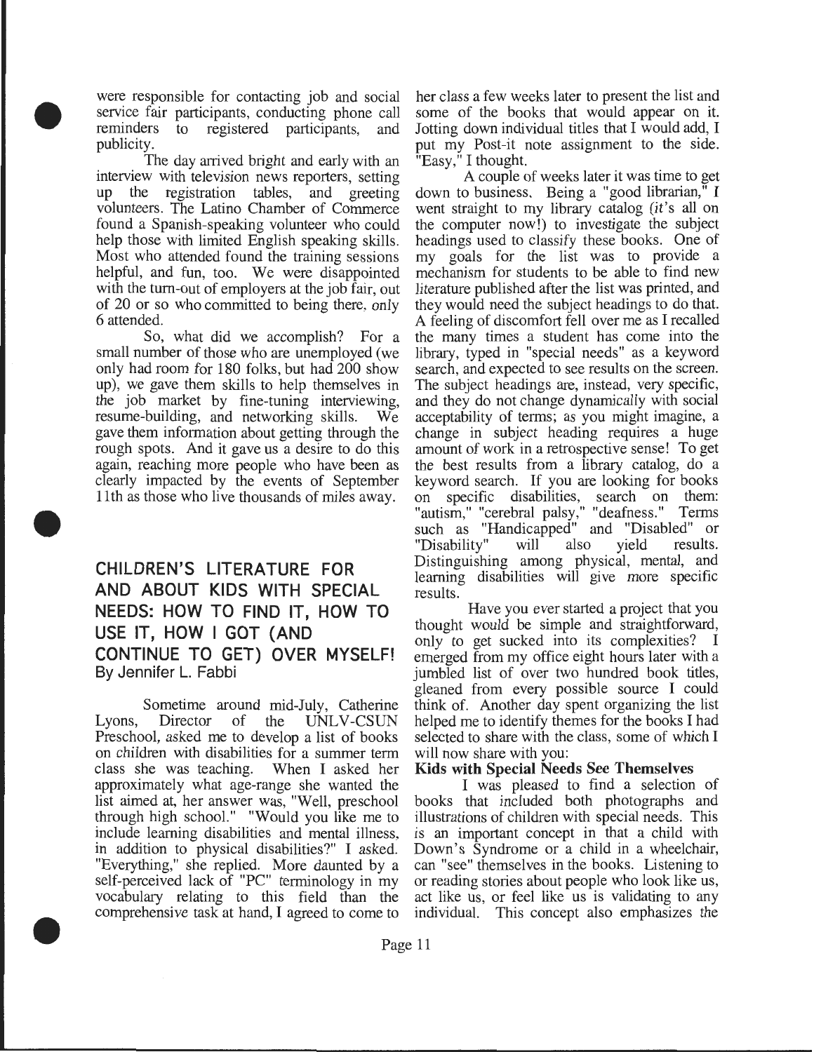were responsible for contacting job and social service fair participants, conducting phone call reminders to registered participants, and publicity.

The day arrived bright and early with an interview with television news reporters, setting up the registration tables, and greeting volunteers. The Latino Chamber of Commerce found a Spanish-speaking volunteer who could help those with limited English speaking skills. Most who attended found the training sessions helpful, and fun, too. We were disappointed with the turn-out of employers at the job fair, out of 20 or so who committed to being there, only 6 attended.

So, what did we accomplish? For a small number of those who are unemployed (we only had room for 180 folks, but had 200 show up), we gave them skills to help themselves in the job market by fine-tuning interviewing, resume-building, and networking skills. We gave them information about getting through the rough spots. And it gave us a desire to do this again, reaching more people who have been as clearly impacted by the events of September 11th as those who live thousands of miles away.

## CHILDREN'S LITERATURE FOR AND ABOUT KIDS WITH SPECIAL NEEDS: HOW TO FIND IT, HOW TO USE IT, HOW I GOT (AND CONTINUE TO GET) OVER MYSELF!

By Jennifer L. Fabbi

Sometime around mid-July, Catherine Lyons, Director of the UNLV-CSUN Preschool, asked me to develop a list of books on children with disabilities for a summer term class she was teaching. When I asked her approximately what age-range she wanted the list aimed at, her answer was, "Well, preschool through high school." "Would you like me to include learning disabilities and mental illness, in addition to physical disabilities?" I asked. "Everything," she replied. More daunted by a self-perceived lack of "PC" terminology in my vocabulary relating to this field than the comprehensive task at hand, I agreed to come to her class a few weeks later to present the list and some of the books that would appear on it. Jotting down individual titles that I would add, I put my Post-it note assignment to the side. "Easy," I thought.

A couple of weeks later it was time to get down to business. Being a "good librarian," I went straight to my library catalog (it's all on the computer now!) to investigate the subject headings used to classify these books. One of my goals for the list was to provide a mechanism for students to be able to find new literature published after the list was printed, and they would need the subject headings to do that. A feeling of discomfort fell over me as I recalled the many times a student has come into the library, typed in "special needs" as a keyword search, and expected to see results on the screen. The subject headings are, instead, very specific, and they do not change dynamically with social acceptability of terms; as you might imagine, a change in subject heading requires a huge amount of work in a retrospective sense! To get the best results from a library catalog, do a keyword search. If you are looking for books on specific disabilities, search on them: "autism," "cerebral palsy," "deafness." Terms such as "Handicapped" and "Disabled" or "Disability" will also yield results. Distinguishing among physical, mental, and learning disabilities will give more specific results.

Have you ever started a project that you thought would be simple and straightforward, only to get sucked into its complexities? I emerged from my office eight hours later with a jumbled list of over two hundred book titles, gleaned from every possible source I could think of. Another day spent organizing the list helped me to identify themes for the books I had selected to share with the class, some of which I will now share with you:

**Kids with Special Needs See Themselves**

I was pleased to find a selection of books that included both photographs and illustrations of children with special needs. This is an important concept in that a child with Down's Syndrome or a child in a wheelchair, can "see" themselves in the books. Listening to or reading stories about people who look like us, act like us, or feel like us is validating to any individual. This concept also emphasizes the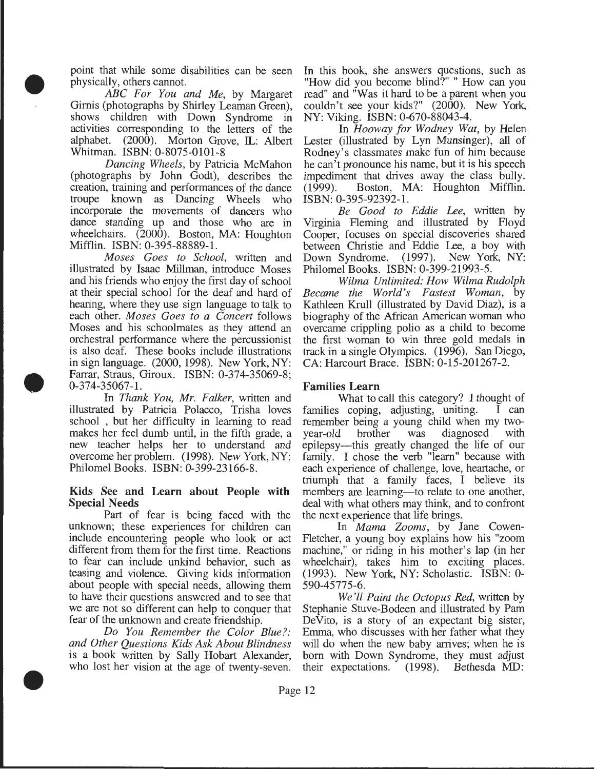point that while some disabilities can be seen physically, others cannot.

*ABC For You and Me*, by Margaret Girnis (photographs by Shirley Leaman Green), shows children with Down Syndrome in activities corresponding to the letters of the alphabet. (2000). Morton Grove, IL: Albert Whitman. ISBN: 0-8075-0101-8

*Dancing Wheels*, by Patricia McMahon (photographs by John Godt), describes the creation, training and performances of the dance troupe known as Dancing Wheels who incorporate the movements of dancers who dance standing up and those who are in wheelchairs. (2000). Boston, MA: Houghton Mifflin. ISBN: 0-395-88889-1.

*Moses Goes to School*, written and illustrated by Isaac Millman, introduce Moses and his friends who enjoy the first day of school at their special school for the deaf and hard of hearing, where they use sign language to talk to each other. *Moses Goes to a Concert* follows Moses and his schoolmates as they attend an orchestral performance where the percussionist is also deaf. These books include illustrations in sign language. (2000, 1998). New York, NY: Farrar, Straus, Giroux. ISBN: 0-374-35069-8; 0-374-35067-1.

In *Thank You, Mr. Falker*, written and illustrated by Patricia Polacco, Trisha loves school , but her difficulty in learning to read makes her feel dumb until, in the fifth grade, a new teacher helps her to understand and overcome her problem. (1998). New York, NY: Philomel Books. ISBN: 0-399-23166-8.

### Kids See and Learn about People with Special Needs

Part of fear is being faced with the unknown; these experiences for children can include encountering people who look or act different from them for the first time. Reactions to fear can include unkind behavior, such as teasing and violence. Giving kids information about people with special needs, allowing them to have their questions answered and to see that we are not so different can help to conquer that fear of the unknown and create friendship.

*Do You Remember the Color Blue?: and Other Questions Kids Ask About Blindness* is a book written by Sally Hobart Alexander, who lost her vision at the age of twenty-seven. In this book, she answers questions, such as "How did you become blind?" " How can you read" and "Was it hard to be a parent when you couldn't see your kids?" (2000). New York, NY: Viking. ISBN: 0-670-88043-4.

In *Hooway for Wodney Wat*, by Helen Lester (illustrated by Lyn Munsinger), all of Rodney's classmates make fun of him because he can't pronounce his name, but it is his speech impediment that drives away the class bully. (1999). Boston, MA: Houghton Mifflin. ISBN: 0-395-92392-1.

*Be Good to Eddie Lee*, written by Virginia Fleming and illustrated by Floyd Cooper, focuses on special discoveries shared between Christie and Eddie Lee, a boy with Down Syndrome. (1997). New York, NY: Philomel Books. ISBN: 0-399-21993-5.

*Wilma Unlimited: How Wilma Rudolph Became the World's Fastest Woman*, by Kathleen Krull (illustrated by David Diaz), is a biography of the African American woman who overcame crippling polio as a child to become the first woman to win three gold medals in track in a single Olympics. (1996). San Diego, CA: Harcourt Brace. ISBN: 0-15-201267-2.

### Families Learn

What to call this category? I thought of families coping, adjusting, uniting. I can remember being a young child when my two-year-old brother was diagnosed with epilepsy—this greatly changed the life of our family. I chose the verb "learn" because with each experience of challenge, love, heartache, or triumph that a family faces, I believe its members are learning—to relate to one another, deal with what others may think, and to confront the next experience that life brings.

In *Mama Zooms*, by Jane Cowen-Fletcher, a young boy explains how his "zoom machine," or riding in his mother's lap (in her wheelchair), takes him to exciting places. (1993). New York, NY: Scholastic. ISBN: 0-590-45775-6.

*We'll Paint the Octopus Red*, written by Stephanie Stuve-Bodeen and illustrated by Pam DeVito, is a story of an expectant big sister, Emma, who discusses with her father what they will do when the new baby arrives; when he is born with Down Syndrome, they must adjust their expectations. (1998). Bethesda MD: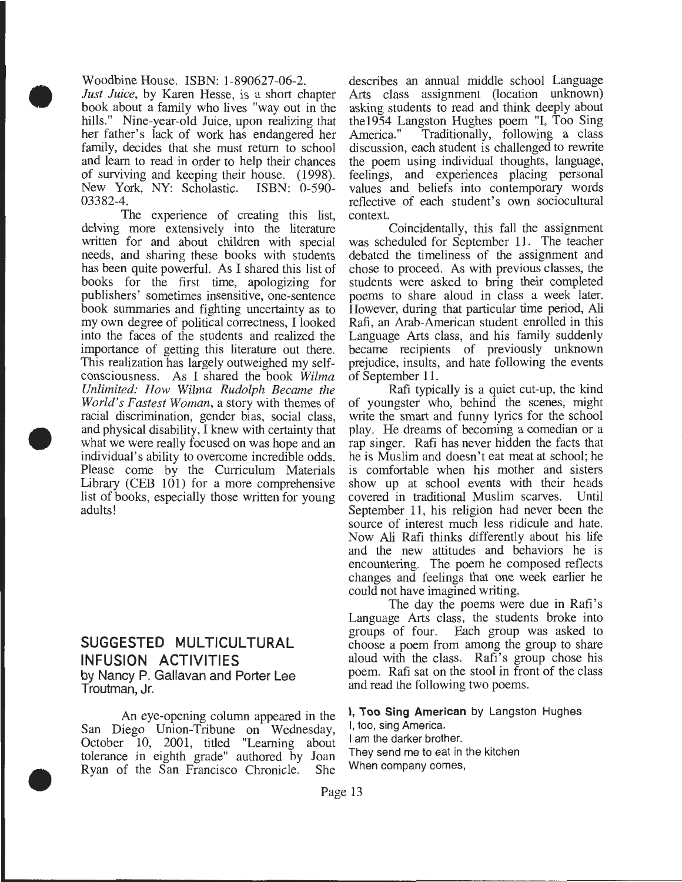Woodbine House. ISBN: 1-890627-06-2.

*Just Juice*, by Karen Hesse, is a short chapter book about a family who lives "way out in the hills." Nine-year-old Juice, upon realizing that her father's lack of work has endangered her family, decides that she must return to school and learn to read in order to help their chances of surviving and keeping their house. (1998). New York, NY: Scholastic. ISBN: 0-590-03382-4.

The experience of creating this list, delving more extensively into the literature written for and about children with special needs, and sharing these books with students has been quite powerful. As I shared this list of books for the first time, apologizing for publishers' sometimes insensitive, one-sentence book summaries and fighting uncertainty as to my own degree of political correctness, I looked into the faces of the students and realized the importance of getting this literature out there. This realization has largely outweighed my self-consciousness. As I shared the book *Wilma Unlimited: How Wilma Rudolph Became the World's Fastest Woman*, a story with themes of racial discrimination, gender bias, social class, and physical disability, I knew with certainty that what we were really focused on was hope and an individual's ability to overcome incredible odds. Please come by the Curriculum Materials Library (CEB 101) for a more comprehensive list of books, especially those written for young adults!

## SUGGESTED MULTICULTURAL INFUSION ACTIVITIES

by Nancy P. Gallavan and Porter Lee Troutman, Jr.

An eye-opening column appeared in the San Diego Union-Tribune on Wednesday, October 10, 2001, titled "Learning about tolerance in eighth grade" authored by Joan Ryan of the San Francisco Chronicle. She describes an annual middle school Language Arts class assignment (location unknown) asking students to read and think deeply about the1954 Langston Hughes poem "I, Too Sing America." Traditionally, following a class discussion, each student is challenged to rewrite the poem using individual thoughts, language, feelings, and experiences placing personal values and beliefs into contemporary words reflective of each student's own sociocultural context.

Coincidentally, this fall the assignment was scheduled for September 11. The teacher debated the timeliness of the assignment and chose to proceed. As with previous classes, the students were asked to bring their completed poems to share aloud in class a week later. However, during that particular time period, Ali Rafi, an Arab-American student enrolled in this Language Arts class, and his family suddenly became recipients of previously unknown prejudice, insults, and hate following the events of September 11.

Rafi typically is a quiet cut-up, the kind of youngster who, behind the scenes, might write the smart and funny lyrics for the school play. He dreams of becoming a comedian or a rap singer. Rafi has never hidden the facts that he is Muslim and doesn't eat meat at school; he is comfortable when his mother and sisters show up at school events with their heads covered in traditional Muslim scarves. Until September 11, his religion had never been the source of interest much less ridicule and hate. Now Ali Rafi thinks differently about his life and the new attitudes and behaviors he is encountering. The poem he composed reflects changes and feelings that one week earlier he could not have imagined writing.

The day the poems were due in Rafi's Language Arts class, the students broke into groups of four. Each group was asked to choose a poem from among the group to share aloud with the class. Rafi's group chose his poem. Rafi sat on the stool in front of the class and read the following two poems.

**I, Too Sing American** by Langston Hughes

I, too, sing America.
I am the darker brother.
They send me to eat in the kitchen
When company comes,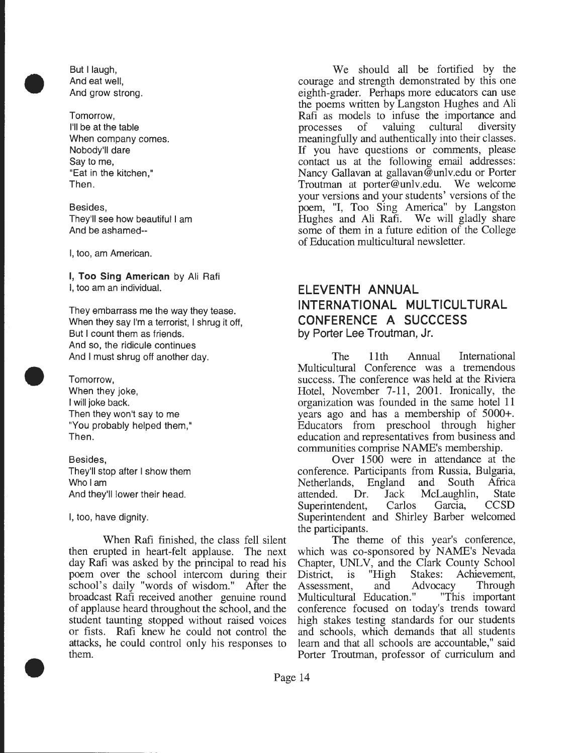But I laugh,
And eat well,
And grow strong.

Tomorrow,
I'll be at the table
When company comes.
Nobody'll dare
Say to me,
"Eat in the kitchen,"
Then.

Besides,
They'll see how beautiful I am
And be ashamed--

I, too, am American.

**I, Too Sing American** by Ali Rafi
I, too am an individual.

They embarrass me the way they tease.
When they say I'm a terrorist, I shrug it off,
But I count them as friends.
And so, the ridicule continues
And I must shrug off another day.

Tomorrow,
When they joke,
I will joke back.
Then they won't say to me
"You probably helped them,"
Then.

Besides,
They'll stop after I show them
Who I am
And they'll lower their head.

I, too, have dignity.

When Rafi finished, the class fell silent then erupted in heart-felt applause. The next day Rafi was asked by the principal to read his poem over the school intercom during their school's daily "words of wisdom." After the broadcast Rafi received another genuine round of applause heard throughout the school, and the student taunting stopped without raised voices or fists. Rafi knew he could not control the attacks, he could control only his responses to them.

We should all be fortified by the courage and strength demonstrated by this one eighth-grader. Perhaps more educators can use the poems written by Langston Hughes and Ali Rafi as models to infuse the importance and processes of valuing cultural diversity meaningfully and authentically into their classes. If you have questions or comments, please contact us at the following email addresses: Nancy Gallavan at gallavan@unlv.edu or Porter Troutman at porter@unlv.edu. We welcome your versions and your students' versions of the poem, "I, Too Sing America" by Langston Hughes and Ali Rafi. We will gladly share some of them in a future edition of the College of Education multicultural newsletter.

## ELEVENTH ANNUAL INTERNATIONAL MULTICULTURAL CONFERENCE A SUCCCESS

by Porter Lee Troutman, Jr.

The 11th Annual International Multicultural Conference was a tremendous success. The conference was held at the Riviera Hotel, November 7-11, 2001. Ironically, the organization was founded in the same hotel 11 years ago and has a membership of 5000+. Educators from preschool through higher education and representatives from business and communities comprise NAME's membership.

Over 1500 were in attendance at the conference. Participants from Russia, Bulgaria, Netherlands, England and South Africa attended. Dr. Jack McLaughlin, State Superintendent, Carlos Garcia, CCSD Superintendent and Shirley Barber welcomed the participants.

The theme of this year's conference, which was co-sponsored by NAME's Nevada Chapter, UNLV, and the Clark County School District, is "High Stakes: Achievement, Assessment, and Advocacy Through Multicultural Education." "This important conference focused on today's trends toward high stakes testing standards for our students and schools, which demands that all students learn and that all schools are accountable," said Porter Troutman, professor of curriculum and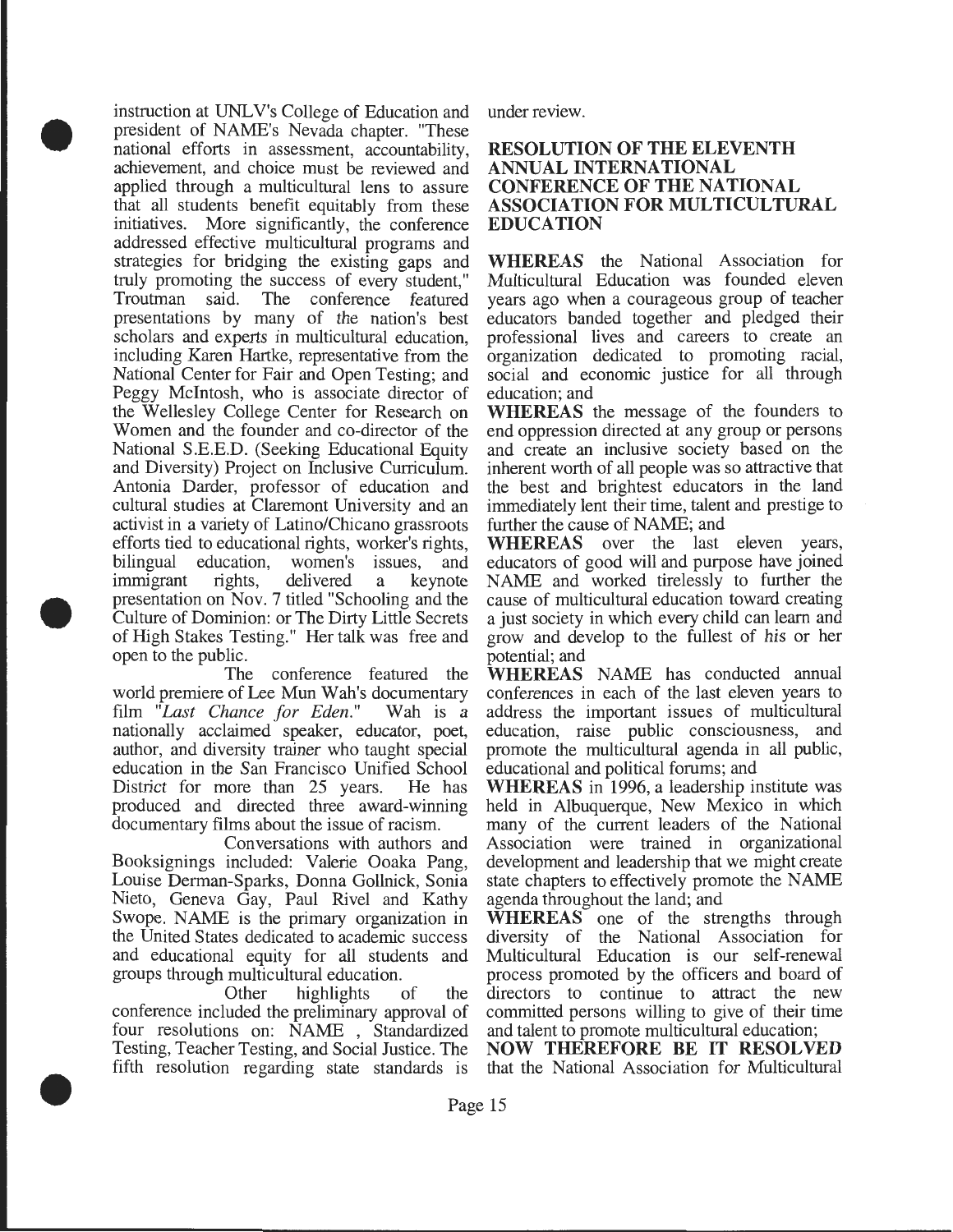instruction at UNLV's College of Education and president of NAME's Nevada chapter. "These national efforts in assessment, accountability, achievement, and choice must be reviewed and applied through a multicultural lens to assure that all students benefit equitably from these initiatives. More significantly, the conference addressed effective multicultural programs and strategies for bridging the existing gaps and truly promoting the success of every student," Troutman said. The conference featured presentations by many of the nation's best scholars and experts in multicultural education, including Karen Hartke, representative from the National Center for Fair and Open Testing; and Peggy McIntosh, who is associate director of the Wellesley College Center for Research on Women and the founder and co-director of the National S.E.E.D. (Seeking Educational Equity and Diversity) Project on Inclusive Curriculum. Antonia Darder, professor of education and cultural studies at Claremont University and an activist in a variety of Latino/Chicano grassroots efforts tied to educational rights, worker's rights, bilingual education, women's issues, and immigrant rights, delivered a keynote presentation on Nov. 7 titled "Schooling and the Culture of Dominion: or The Dirty Little Secrets of High Stakes Testing." Her talk was free and open to the public.

The conference featured the world premiere of Lee Mun Wah's documentary film *"Last Chance for Eden."* Wah is a nationally acclaimed speaker, educator, poet, author, and diversity trainer who taught special education in the San Francisco Unified School District for more than 25 years. He has produced and directed three award-winning documentary films about the issue of racism.

Conversations with authors and Booksignings included: Valerie Ooaka Pang, Louise Derman-Sparks, Donna Gollnick, Sonia Nieto, Geneva Gay, Paul Rivel and Kathy Swope. NAME is the primary organization in the United States dedicated to academic success and educational equity for all students and groups through multicultural education.

Other highlights of the conference included the preliminary approval of four resolutions on: NAME , Standardized Testing, Teacher Testing, and Social Justice. The fifth resolution regarding state standards is under review.

## RESOLUTION OF THE ELEVENTH ANNUAL INTERNATIONAL CONFERENCE OF THE NATIONAL ASSOCIATION FOR MULTICULTURAL EDUCATION

**WHEREAS** the National Association for Multicultural Education was founded eleven years ago when a courageous group of teacher educators banded together and pledged their professional lives and careers to create an organization dedicated to promoting racial, social and economic justice for all through education; and

**WHEREAS** the message of the founders to end oppression directed at any group or persons and create an inclusive society based on the inherent worth of all people was so attractive that the best and brightest educators in the land immediately lent their time, talent and prestige to further the cause of NAME; and

**WHEREAS** over the last eleven years, educators of good will and purpose have joined NAME and worked tirelessly to further the cause of multicultural education toward creating a just society in which every child can learn and grow and develop to the fullest of *his* or her potential; and

**WHEREAS** NAME has conducted annual conferences in each of the last eleven years to address the important issues of multicultural education, raise public consciousness, and promote the multicultural agenda in all public, educational and political forums; and

**WHEREAS** in 1996, a leadership institute was held in Albuquerque, New Mexico in which many of the current leaders of the National Association were trained in organizational development and leadership that we might create state chapters to effectively promote the NAME agenda throughout the land; and

**WHEREAS** one of the strengths through diversity of the National Association for Multicultural Education is our self-renewal process promoted by the officers and board of directors to continue to attract the new committed persons willing to give of their time and talent to promote multicultural education;

**NOW THEREFORE BE IT RESOLVED** that the National Association for Multicultural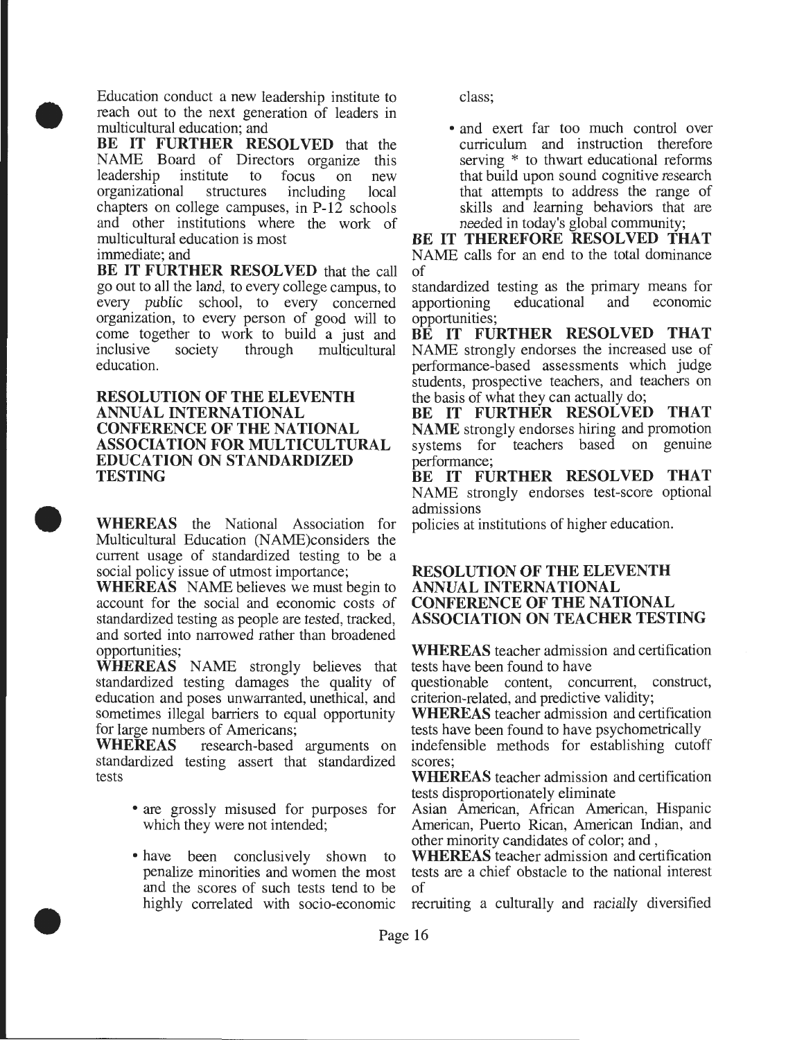Education conduct a new leadership institute to reach out to the next generation of leaders in multicultural education; and

**BE IT FURTHER RESOLVED** that the NAME Board of Directors organize this leadership institute to focus on new organizational structures including local chapters on college campuses, in P-12 schools and other institutions where the work of multicultural education is most immediate; and

**BE IT FURTHER RESOLVED** that the call go out to all the land, to every college campus, to every public school, to every concerned organization, to every person of good will to come together to work to build a just and inclusive society through multicultural education.

## RESOLUTION OF THE ELEVENTH ANNUAL INTERNATIONAL CONFERENCE OF THE NATIONAL ASSOCIATION FOR MULTICULTURAL EDUCATION ON STANDARDIZED TESTING

**WHEREAS** the National Association for Multicultural Education (NAME)considers the current usage of standardized testing to be a social policy issue of utmost importance;

**WHEREAS** NAME believes we must begin to account for the social and economic costs of standardized testing as people are tested, tracked, and sorted into narrowed rather than broadened opportunities;

**WHEREAS** NAME strongly believes that standardized testing damages the quality of education and poses unwarranted, unethical, and sometimes illegal barriers to equal opportunity for large numbers of Americans;

**WHEREAS** research-based arguments on standardized testing assert that standardized tests

- are grossly misused for purposes for which they were not intended;
- have been conclusively shown to penalize minorities and women the most and the scores of such tests tend to be highly correlated with socio-economic class;
- and exert far too much control over curriculum and instruction therefore serving * to thwart educational reforms that build upon sound cognitive research that attempts to address the range of skills and learning behaviors that are needed in today's global community;

**BE IT THEREFORE RESOLVED THAT** NAME calls for an end to the total dominance of standardized testing as the primary means for apportioning educational and economic opportunities;

**BE IT FURTHER RESOLVED THAT** NAME strongly endorses the increased use of performance-based assessments which judge students, prospective teachers, and teachers on the basis of what they can actually do;

**BE IT FURTHER RESOLVED THAT** NAME strongly endorses hiring and promotion systems for teachers based on genuine performance;

**BE IT FURTHER RESOLVED THAT** NAME strongly endorses test-score optional admissions policies at institutions of higher education.

## RESOLUTION OF THE ELEVENTH ANNUAL INTERNATIONAL CONFERENCE OF THE NATIONAL ASSOCIATION ON TEACHER TESTING

**WHEREAS** teacher admission and certification tests have been found to have questionable content, concurrent, construct, criterion-related, and predictive validity;

**WHEREAS** teacher admission and certification tests have been found to have psychometrically indefensible methods for establishing cutoff scores;

**WHEREAS** teacher admission and certification tests disproportionately eliminate Asian American, African American, Hispanic American, Puerto Rican, American Indian, and other minority candidates of color; and ,

**WHEREAS** teacher admission and certification tests are a chief obstacle to the national interest of recruiting a culturally and racially diversified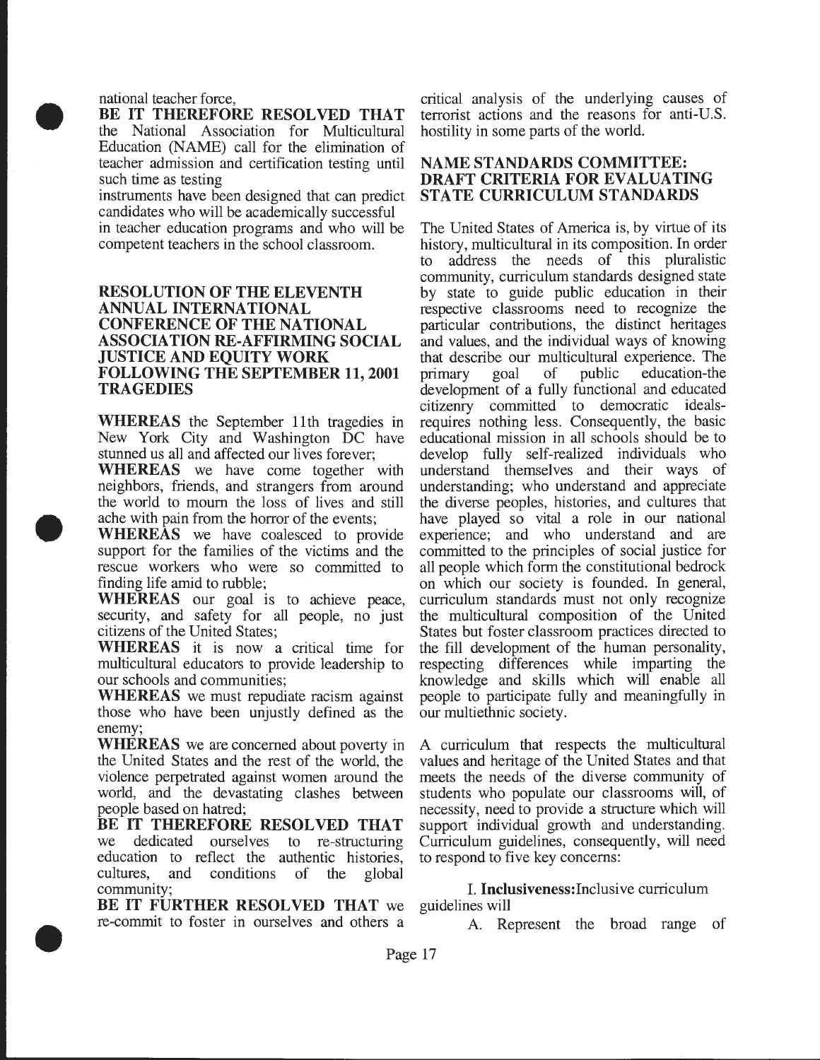national teacher force,

**BE IT THEREFORE RESOLVED THAT** the National Association for Multicultural Education (NAME) call for the elimination of teacher admission and certification testing until such time as testing instruments have been designed that can predict candidates who will be academically successful in teacher education programs and who will be competent teachers in the school classroom.

## RESOLUTION OF THE ELEVENTH ANNUAL INTERNATIONAL CONFERENCE OF THE NATIONAL ASSOCIATION RE-AFFIRMING SOCIAL JUSTICE AND EQUITY WORK FOLLOWING THE SEPTEMBER 11, 2001 TRAGEDIES

**WHEREAS** the September 11th tragedies in New York City and Washington DC have stunned us all and affected our lives forever;

**WHEREAS** we have come together with neighbors, friends, and strangers from around the world to mourn the loss of lives and still ache with pain from the horror of the events;

**WHEREAS** we have coalesced to provide support for the families of the victims and the rescue workers who were so committed to finding life amid to rubble;

**WHEREAS** our goal is to achieve peace, security, and safety for all people, no just citizens of the United States;

**WHEREAS** it is now a critical time for multicultural educators to provide leadership to our schools and communities;

**WHEREAS** we must repudiate racism against those who have been unjustly defined as the enemy;

**WHEREAS** we are concerned about poverty in the United States and the rest of the world, the violence perpetrated against women around the world, and the devastating clashes between people based on hatred;

**BE IT THEREFORE RESOLVED THAT** we dedicated ourselves to re-structuring education to reflect the authentic histories, cultures, and conditions of the global community;

**BE IT FURTHER RESOLVED THAT** we re-commit to foster in ourselves and others a critical analysis of the underlying causes of terrorist actions and the reasons for anti-U.S. hostility in some parts of the world.

## NAME STANDARDS COMMITTEE: DRAFT CRITERIA FOR EVALUATING STATE CURRICULUM STANDARDS

The United States of America is, by virtue of its history, multicultural in its composition. In order to address the needs of this pluralistic community, curriculum standards designed state by state to guide public education in their respective classrooms need to recognize the particular contributions, the distinct heritages and values, and the individual ways of knowing that describe our multicultural experience. The primary goal of public education-the development of a fully functional and educated citizenry committed to democratic ideals-requires nothing less. Consequently, the basic educational mission in all schools should be to develop fully self-realized individuals who understand themselves and their ways of understanding; who understand and appreciate the diverse peoples, histories, and cultures that have played so vital a role in our national experience; and who understand and are committed to the principles of social justice for all people which form the constitutional bedrock on which our society is founded. In general, curriculum standards must not only recognize the multicultural composition of the United States but foster classroom practices directed to the fill development of the human personality, respecting differences while imparting the knowledge and skills which will enable all people to participate fully and meaningfully in our multiethnic society.

A curriculum that respects the multicultural values and heritage of the United States and that meets the needs of the diverse community of students who populate our classrooms will, of necessity, need to provide a structure which will support individual growth and understanding. Curriculum guidelines, consequently, will need to respond to five key concerns:

I. **Inclusiveness:** Inclusive curriculum guidelines will

A. Represent the broad range of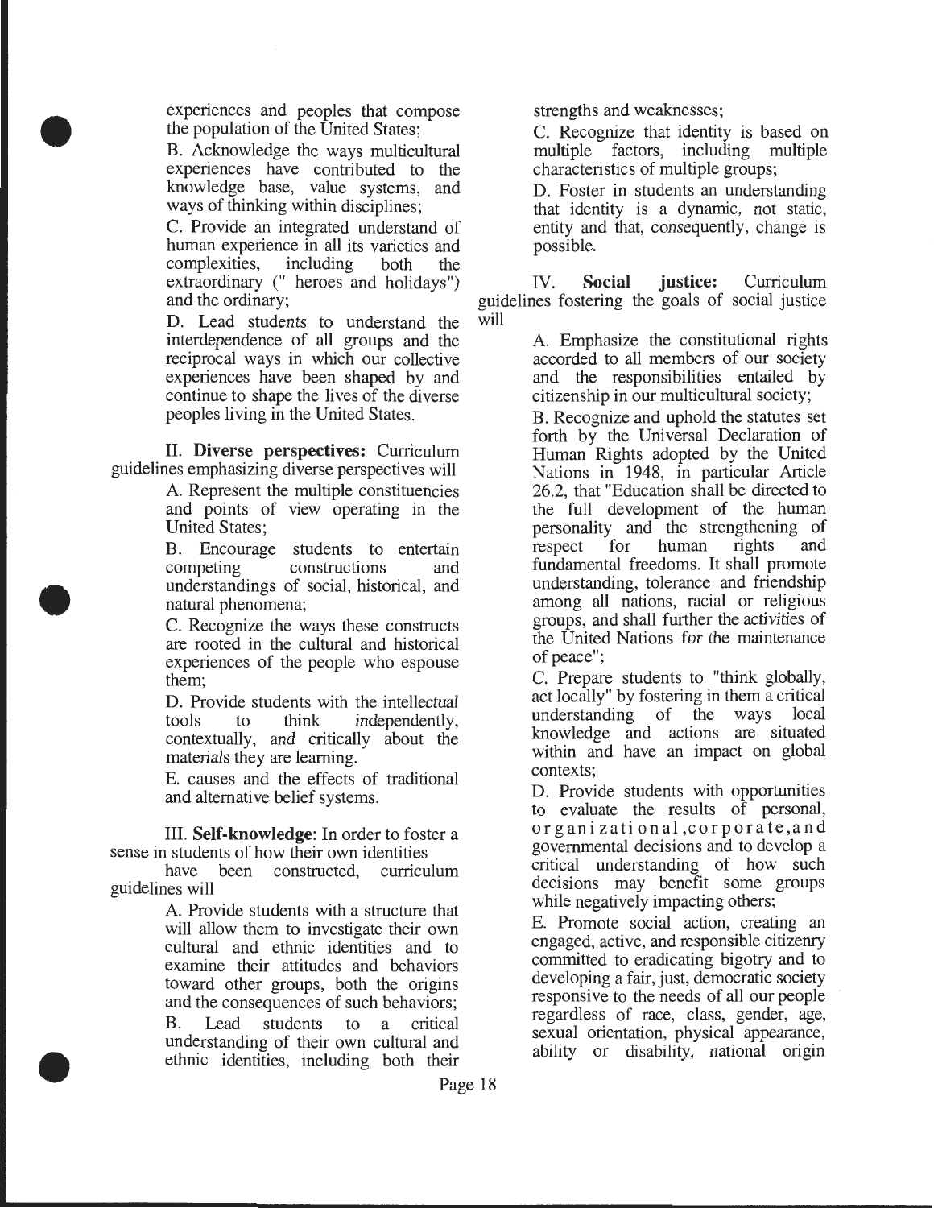experiences and peoples that compose the population of the United States;

B. Acknowledge the ways multicultural experiences have contributed to the knowledge base, value systems, and ways of thinking within disciplines;

C. Provide an integrated understand of human experience in all its varieties and complexities, including both the extraordinary (" heroes and holidays") and the ordinary;

D. Lead students to understand the interdependence of all groups and the reciprocal ways in which our collective experiences have been shaped by and continue to shape the lives of the diverse peoples living in the United States.

II. **Diverse perspectives:** Curriculum guidelines emphasizing diverse perspectives will

A. Represent the multiple constituencies and points of view operating in the United States;

B. Encourage students to entertain competing constructions and understandings of social, historical, and natural phenomena;

C. Recognize the ways these constructs are rooted in the cultural and historical experiences of the people who espouse them;

D. Provide students with the intellectual tools to think independently, contextually, and critically about the materials they are learning.

E. causes and the effects of traditional and alternative belief systems.

III. **Self-knowledge**: In order to foster a sense in students of how their own identities have been constructed, curriculum guidelines will

A. Provide students with a structure that will allow them to investigate their own cultural and ethnic identities and to examine their attitudes and behaviors toward other groups, both the origins and the consequences of such behaviors;

B. Lead students to a critical understanding of their own cultural and ethnic identities, including both their strengths and weaknesses;

C. Recognize that identity is based on multiple factors, including multiple characteristics of multiple groups;

D. Foster in students an understanding that identity is a dynamic, not static, entity and that, consequently, change is possible.

IV. **Social justice:** Curriculum guidelines fostering the goals of social justice will

A. Emphasize the constitutional rights accorded to all members of our society and the responsibilities entailed by citizenship in our multicultural society;

B. Recognize and uphold the statutes set forth by the Universal Declaration of Human Rights adopted by the United Nations in 1948, in particular Article 26.2, that "Education shall be directed to the full development of the human personality and the strengthening of respect for human rights and fundamental freedoms. It shall promote understanding, tolerance and friendship among all nations, racial or religious groups, and shall further the activities of the United Nations for the maintenance of peace";

C. Prepare students to "think globally, act locally" by fostering in them a critical understanding of the ways local knowledge and actions are situated within and have an impact on global contexts;

D. Provide students with opportunities to evaluate the results of personal, organizational, corporate, and governmental decisions and to develop a critical understanding of how such decisions may benefit some groups while negatively impacting others;

E. Promote social action, creating an engaged, active, and responsible citizenry committed to eradicating bigotry and to developing a fair, just, democratic society responsive to the needs of all our people regardless of race, class, gender, age, sexual orientation, physical appearance, ability or disability, national origin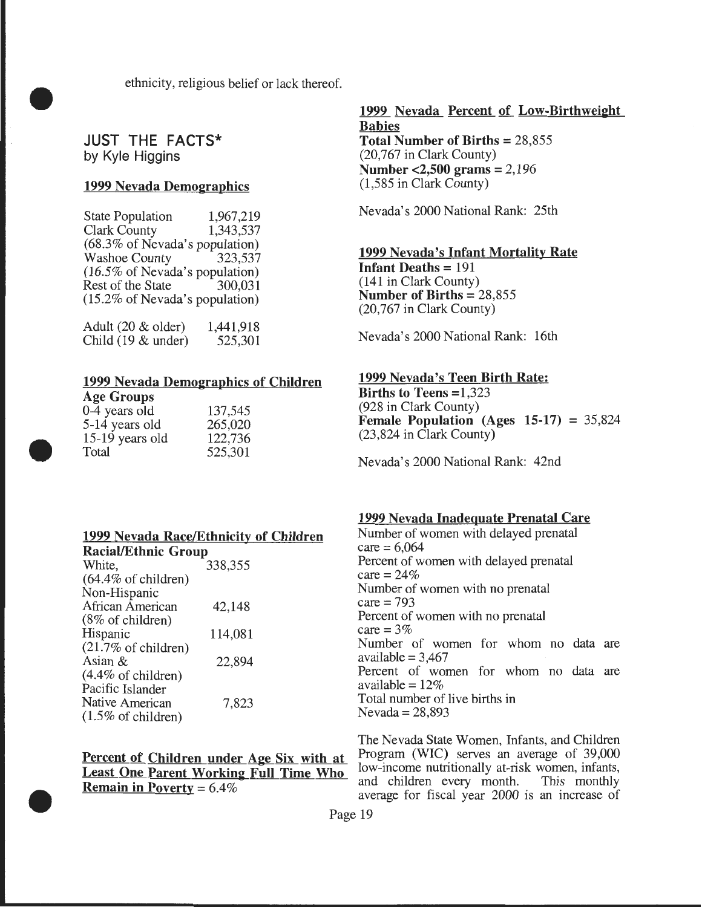ethnicity, religious belief or lack thereof.

## JUST THE FACTS*
by Kyle Higgins

### 1999 Nevada Demographics

| | |
|---|---|
| State Population | 1,967,219 |
| Clark County | 1,343,537 |
| (68.3% of Nevada's population) | |
| Washoe County | 323,537 |
| (16.5% of Nevada's population) | |
| Rest of the State | 300,031 |
| (15.2% of Nevada's population) | |
| Adult (20 & older) | 1,441,918 |
| Child (19 & under) | 525,301 |

### 1999 Nevada Demographics of Children

| **Age Groups** | |
|---|---|
| 0-4 years old | 137,545 |
| 5-14 years old | 265,020 |
| 15-19 years old | 122,736 |
| Total | 525,301 |

### 1999 Nevada Race/Ethnicity of Children

| **Racial/Ethnic Group** | |
|---|---|
| White, (64.4% of children) Non-Hispanic | 338,355 |
| African American (8% of children) | 42,148 |
| Hispanic (21.7% of children) | 114,081 |
| Asian & (4.4% of children) Pacific Islander | 22,894 |
| Native American (1.5% of children) | 7,823 |

**Percent of Children under Age Six with at Least One Parent Working Full Time Who Remain in Poverty** = 6.4%

### 1999 Nevada Percent of Low-Birthweight Babies

**Total Number of Births =** 28,855
(20,767 in Clark County)
**Number <2,500 grams =** 2,196
(1,585 in Clark County)

Nevada's 2000 National Rank: 25th

### 1999 Nevada's Infant Mortality Rate

**Infant Deaths =** 191
(141 in Clark County)
**Number of Births =** 28,855
(20,767 in Clark County)

Nevada's 2000 National Rank: 16th

### 1999 Nevada's Teen Birth Rate:

**Births to Teens =**1,323
(928 in Clark County)
**Female Population (Ages 15-17) =** 35,824
(23,824 in Clark County)

Nevada's 2000 National Rank: 42nd

### 1999 Nevada Inadequate Prenatal Care

Number of women with delayed prenatal care = 6,064
Percent of women with delayed prenatal care = 24%
Number of women with no prenatal care = 793
Percent of women with no prenatal care = 3%
Number of women for whom no data are available = 3,467
Percent of women for whom no data are available = 12%
Total number of live births in Nevada = 28,893

The Nevada State Women, Infants, and Children Program (WIC) serves an average of 39,000 low-income nutritionally at-risk women, infants, and children every month. This monthly average for fiscal year 2000 is an increase of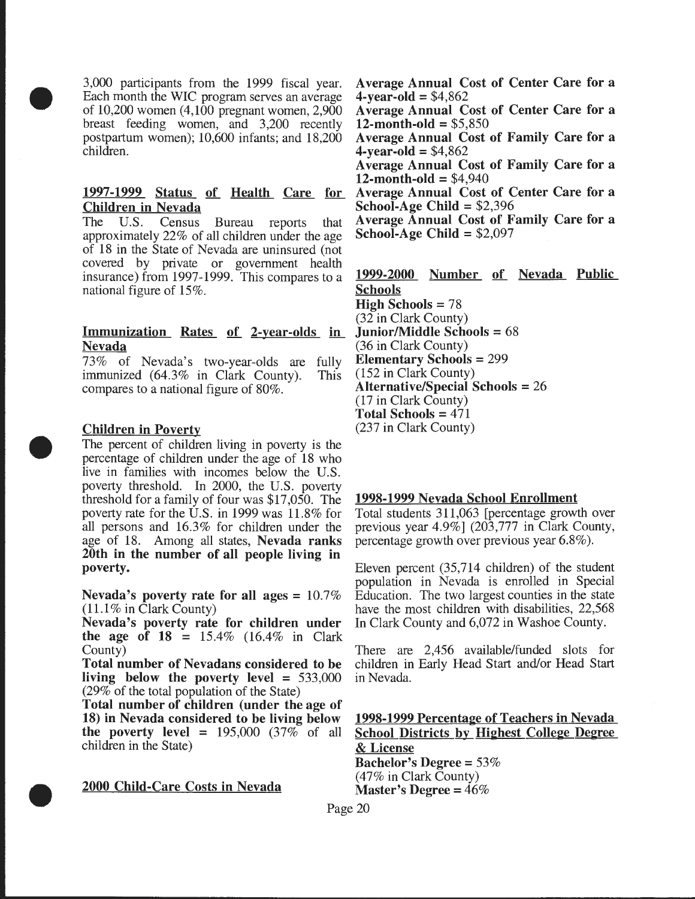3,000 participants from the 1999 fiscal year. Each month the WIC program serves an average of 10,200 women (4,100 pregnant women, 2,900 breast feeding women, and 3,200 recently postpartum women); 10,600 infants; and 18,200 children.

## 1997-1999 Status of Health Care for Children in Nevada

The U.S. Census Bureau reports that approximately 22% of all children under the age of 18 in the State of Nevada are uninsured (not covered by private or government health insurance) from 1997-1999. This compares to a national figure of 15%.

## Immunization Rates of 2-year-olds in Nevada

73% of Nevada's two-year-olds are fully immunized (64.3% in Clark County). This compares to a national figure of 80%.

## Children in Poverty

The percent of children living in poverty is the percentage of children under the age of 18 who live in families with incomes below the U.S. poverty threshold. In 2000, the U.S. poverty threshold for a family of four was $17,050. The poverty rate for the U.S. in 1999 was 11.8% for all persons and 16.3% for children under the age of 18. Among all states, **Nevada ranks 20th in the number of all people living in poverty.**

**Nevada's poverty rate for all ages =** 10.7% (11.1% in Clark County)

**Nevada's poverty rate for children under the age of 18 =** 15.4% (16.4% in Clark County)

**Total number of Nevadans considered to be living below the poverty level =** 533,000 (29% of the total population of the State)

**Total number of children (under the age of 18) in Nevada considered to be living below the poverty level =** 195,000 (37% of all children in the State)

## 2000 Child-Care Costs in Nevada

**Average Annual Cost of Center Care for a 4-year-old =** $4,862

**Average Annual Cost of Center Care for a 12-month-old =** $5,850

**Average Annual Cost of Family Care for a 4-year-old =** $4,862

**Average Annual Cost of Family Care for a 12-month-old =** $4,940

**Average Annual Cost of Center Care for a School-Age Child =** $2,396

**Average Annual Cost of Family Care for a School-Age Child =** $2,097

## 1999-2000 Number of Nevada Public Schools

**High Schools =** 78
(32 in Clark County)

**Junior/Middle Schools =** 68
(36 in Clark County)

**Elementary Schools =** 299
(152 in Clark County)

**Alternative/Special Schools =** 26
(17 in Clark County)

**Total Schools =** 471
(237 in Clark County)

## 1998-1999 Nevada School Enrollment

Total students 311,063 [percentage growth over previous year 4.9%] (203,777 in Clark County, percentage growth over previous year 6.8%).

Eleven percent (35,714 children) of the student population in Nevada is enrolled in Special Education. The two largest counties in the state have the most children with disabilities, 22,568 In Clark County and 6,072 in Washoe County.

There are 2,456 available/funded slots for children in Early Head Start and/or Head Start in Nevada.

## 1998-1999 Percentage of Teachers in Nevada School Districts by Highest College Degree & License

**Bachelor's Degree =** 53%
(47% in Clark County)

**Master's Degree =** 46%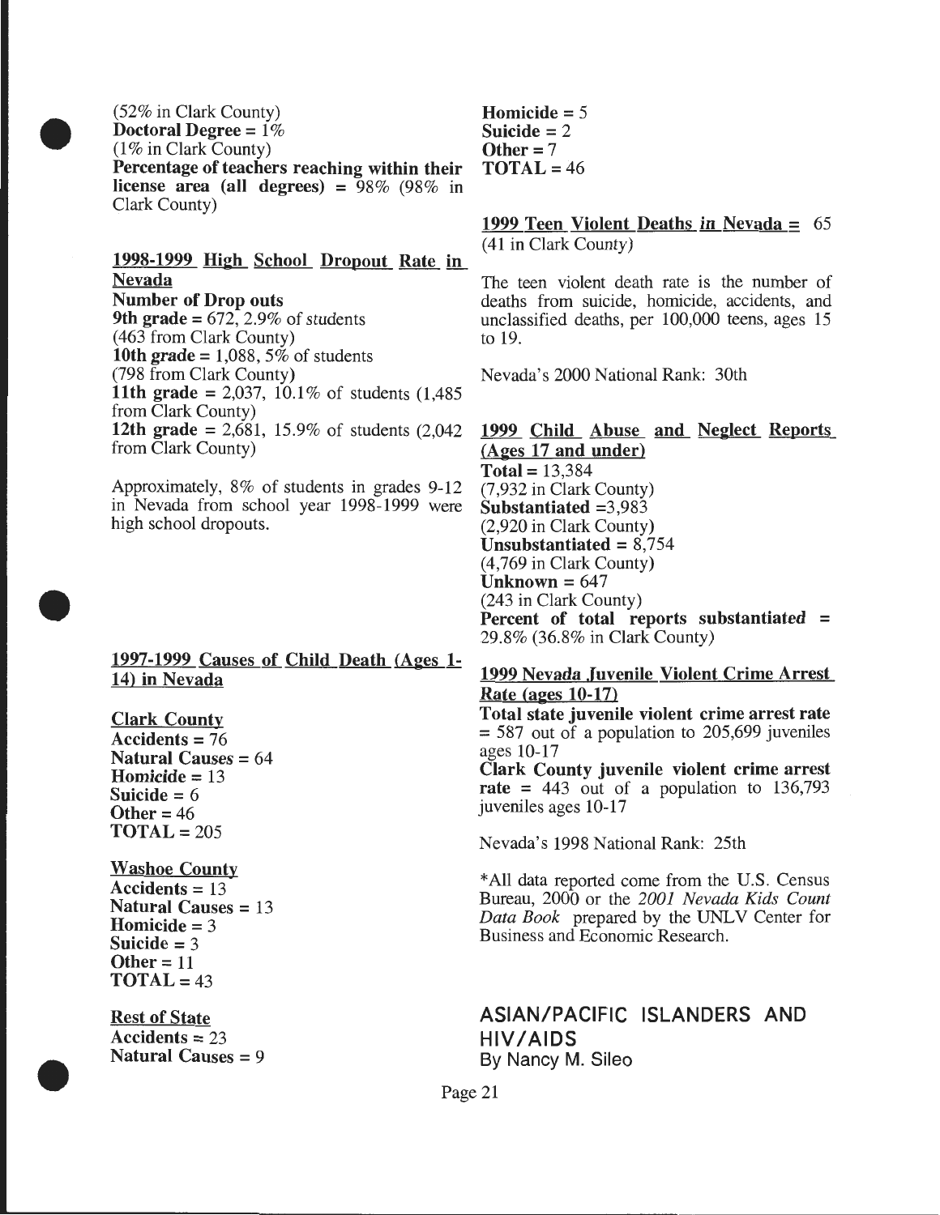(52% in Clark County)
**Doctoral Degree** = 1%
(1% in Clark County)
**Percentage of teachers reaching within their license area (all degrees)** = 98% (98% in Clark County)

**1998-1999 High School Dropout Rate in Nevada**

**Number of Drop outs**
**9th grade** = 672, 2.9% of students
(463 from Clark County)
**10th grade** = 1,088, 5% of students
(798 from Clark County)
**11th grade** = 2,037, 10.1% of students (1,485 from Clark County)
**12th grade** = 2,681, 15.9% of students (2,042 from Clark County)

Approximately, 8% of students in grades 9-12 in Nevada from school year 1998-1999 were high school dropouts.

**1997-1999 Causes of Child Death (Ages 1-14) in Nevada**

**Clark County**
**Accidents** = 76
**Natural Causes** = 64
**Homicide** = 13
**Suicide** = 6
**Other** = 46
**TOTAL** = 205

**Washoe County**
**Accidents** = 13
**Natural Causes** = 13
**Homicide** = 3
**Suicide** = 3
**Other** = 11
**TOTAL** = 43

**Rest of State**
**Accidents** = 23
**Natural Causes** = 9
**Homicide** = 5
**Suicide** = 2
**Other** = 7
**TOTAL** = 46

**1999 Teen Violent Deaths in Nevada** = 65
(41 in Clark County)

The teen violent death rate is the number of deaths from suicide, homicide, accidents, and unclassified deaths, per 100,000 teens, ages 15 to 19.

Nevada's 2000 National Rank: 30th

**1999 Child Abuse and Neglect Reports (Ages 17 and under)**
**Total** = 13,384
(7,932 in Clark County)
**Substantiated** =3,983
(2,920 in Clark County)
**Unsubstantiated** = 8,754
(4,769 in Clark County)
**Unknown** = 647
(243 in Clark County)
**Percent of total reports substantiated** = 29.8% (36.8% in Clark County)

**1999 Nevada Juvenile Violent Crime Arrest Rate (ages 10-17)**
**Total state juvenile violent crime arrest rate** = 587 out of a population to 205,699 juveniles ages 10-17
**Clark County juvenile violent crime arrest rate** = 443 out of a population to 136,793 juveniles ages 10-17

Nevada's 1998 National Rank: 25th

*All data reported come from the U.S. Census Bureau, 2000 or the *2001 Nevada Kids Count Data Book* prepared by the UNLV Center for Business and Economic Research.

## ASIAN/PACIFIC ISLANDERS AND HIV/AIDS
By Nancy M. Sileo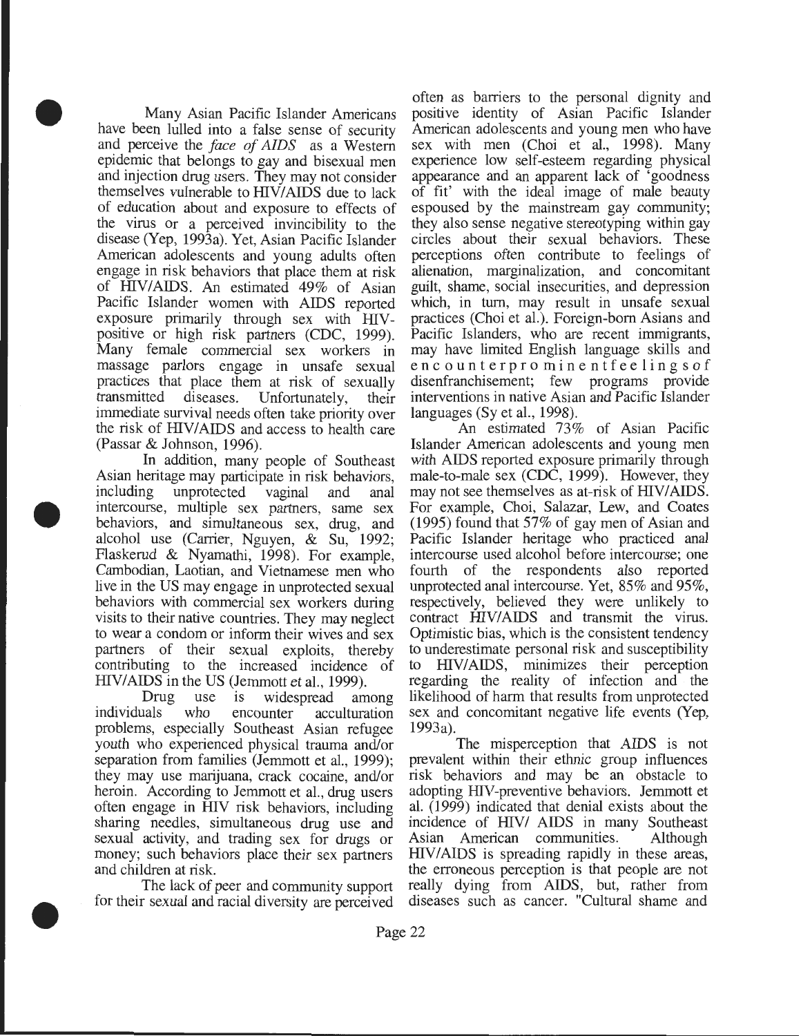Many Asian Pacific Islander Americans have been lulled into a false sense of security and perceive the *face of AIDS* as a Western epidemic that belongs to gay and bisexual men and injection drug users. They may not consider themselves vulnerable to HIV/AIDS due to lack of education about and exposure to effects of the virus or a perceived invincibility to the disease (Yep, 1993a). Yet, Asian Pacific Islander American adolescents and young adults often engage in risk behaviors that place them at risk of HIV/AIDS. An estimated 49% of Asian Pacific Islander women with AIDS reported exposure primarily through sex with HIV-positive or high risk partners (CDC, 1999). Many female commercial sex workers in massage parlors engage in unsafe sexual practices that place them at risk of sexually transmitted diseases. Unfortunately, their immediate survival needs often take priority over the risk of HIV/AIDS and access to health care (Passar & Johnson, 1996).

In addition, many people of Southeast Asian heritage may participate in risk behaviors, including unprotected vaginal and anal intercourse, multiple sex partners, same sex behaviors, and simultaneous sex, drug, and alcohol use (Carrier, Nguyen, & Su, 1992; Flaskerud & Nyamathi, 1998). For example, Cambodian, Laotian, and Vietnamese men who live in the US may engage in unprotected sexual behaviors with commercial sex workers during visits to their native countries. They may neglect to wear a condom or inform their wives and sex partners of their sexual exploits, thereby contributing to the increased incidence of HIV/AIDS in the US (Jemmott et al., 1999).

Drug use is widespread among individuals who encounter acculturation problems, especially Southeast Asian refugee youth who experienced physical trauma and/or separation from families (Jemmott et al., 1999); they may use marijuana, crack cocaine, and/or heroin. According to Jemmott et al., drug users often engage in HIV risk behaviors, including sharing needles, simultaneous drug use and sexual activity, and trading sex for drugs or money; such behaviors place their sex partners and children at risk.

The lack of peer and community support for their sexual and racial diversity are perceived often as barriers to the personal dignity and positive identity of Asian Pacific Islander American adolescents and young men who have sex with men (Choi et al., 1998). Many experience low self-esteem regarding physical appearance and an apparent lack of 'goodness of fit' with the ideal image of male beauty espoused by the mainstream gay community; they also sense negative stereotyping within gay circles about their sexual behaviors. These perceptions often contribute to feelings of alienation, marginalization, and concomitant guilt, shame, social insecurities, and depression which, in turn, may result in unsafe sexual practices (Choi et al.). Foreign-born Asians and Pacific Islanders, who are recent immigrants, may have limited English language skills and encounter prominent feelings of disenfranchisement; few programs provide interventions in native Asian and Pacific Islander languages (Sy et al., 1998).

An estimated 73% of Asian Pacific Islander American adolescents and young men with AIDS reported exposure primarily through male-to-male sex (CDC, 1999). However, they may not see themselves as at-risk of HIV/AIDS. For example, Choi, Salazar, Lew, and Coates (1995) found that 57% of gay men of Asian and Pacific Islander heritage who practiced anal intercourse used alcohol before intercourse; one fourth of the respondents also reported unprotected anal intercourse. Yet, 85% and 95%, respectively, believed they were unlikely to contract HIV/AIDS and transmit the virus. Optimistic bias, which is the consistent tendency to underestimate personal risk and susceptibility to HIV/AIDS, minimizes their perception regarding the reality of infection and the likelihood of harm that results from unprotected sex and concomitant negative life events (Yep, 1993a).

The misperception that AIDS is not prevalent within their ethnic group influences risk behaviors and may be an obstacle to adopting HIV-preventive behaviors. Jemmott et al. (1999) indicated that denial exists about the incidence of HIV/ AIDS in many Southeast Asian American communities. Although HIV/AIDS is spreading rapidly in these areas, the erroneous perception is that people are not really dying from AIDS, but, rather from diseases such as cancer. "Cultural shame and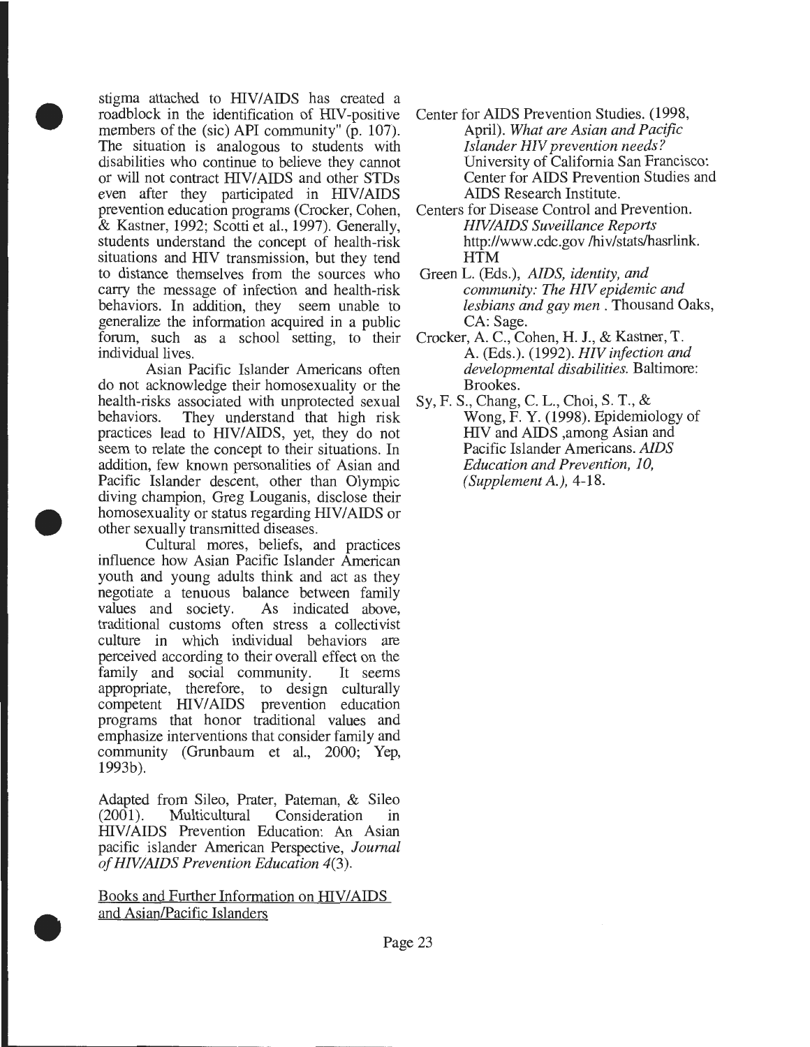stigma attached to HIV/AIDS has created a roadblock in the identification of HIV-positive members of the (sic) API community" (p. 107). The situation is analogous to students with disabilities who continue to believe they cannot or will not contract HIV/AIDS and other STDs even after they participated in HIV/AIDS prevention education programs (Crocker, Cohen, & Kastner, 1992; Scotti et al., 1997). Generally, students understand the concept of health-risk situations and HIV transmission, but they tend to distance themselves from the sources who carry the message of infection and health-risk behaviors. In addition, they seem unable to generalize the information acquired in a public forum, such as a school setting, to their individual lives.

Asian Pacific Islander Americans often do not acknowledge their homosexuality or the health-risks associated with unprotected sexual behaviors. They understand that high risk practices lead to HIV/AIDS, yet, they do not seem to relate the concept to their situations. In addition, few known personalities of Asian and Pacific Islander descent, other than Olympic diving champion, Greg Louganis, disclose their homosexuality or status regarding HIV/AIDS or other sexually transmitted diseases.

Cultural mores, beliefs, and practices influence how Asian Pacific Islander American youth and young adults think and act as they negotiate a tenuous balance between family values and society. As indicated above, traditional customs often stress a collectivist culture in which individual behaviors are perceived according to their overall effect on the family and social community. It seems appropriate, therefore, to design culturally competent HIV/AIDS prevention education programs that honor traditional values and emphasize interventions that consider family and community (Grunbaum et al., 2000; Yep, 1993b).

Adapted from Sileo, Prater, Pateman, & Sileo (2001). Multicultural Consideration in HIV/AIDS Prevention Education: An Asian pacific islander American Perspective, *Journal of HIV/AIDS Prevention Education 4*(3).

<u>Books and Further Information on HIV/AIDS and Asian/Pacific Islanders</u>

Center for AIDS Prevention Studies. (1998, April). *What are Asian and Pacific Islander HIV prevention needs?* University of California San Francisco: Center for AIDS Prevention Studies and AIDS Research Institute.

Centers for Disease Control and Prevention. *HIV/AIDS Suveillance Reports* http://www.cdc.gov /hiv/stats/hasrlink. HTM

Green L. (Eds.), *AIDS, identity, and community: The HIV epidemic and lesbians and gay men* . Thousand Oaks, CA: Sage.

Crocker, A. C., Cohen, H. J., & Kastner, T. A. (Eds.). (1992). *HIV infection and developmental disabilities.* Baltimore: Brookes.

Sy, F. S., Chang, C. L., Choi, S. T., & Wong, F. Y. (1998). Epidemiology of HIV and AIDS ,among Asian and Pacific Islander Americans. *AIDS Education and Prevention, 10, (Supplement A.),* 4-18.